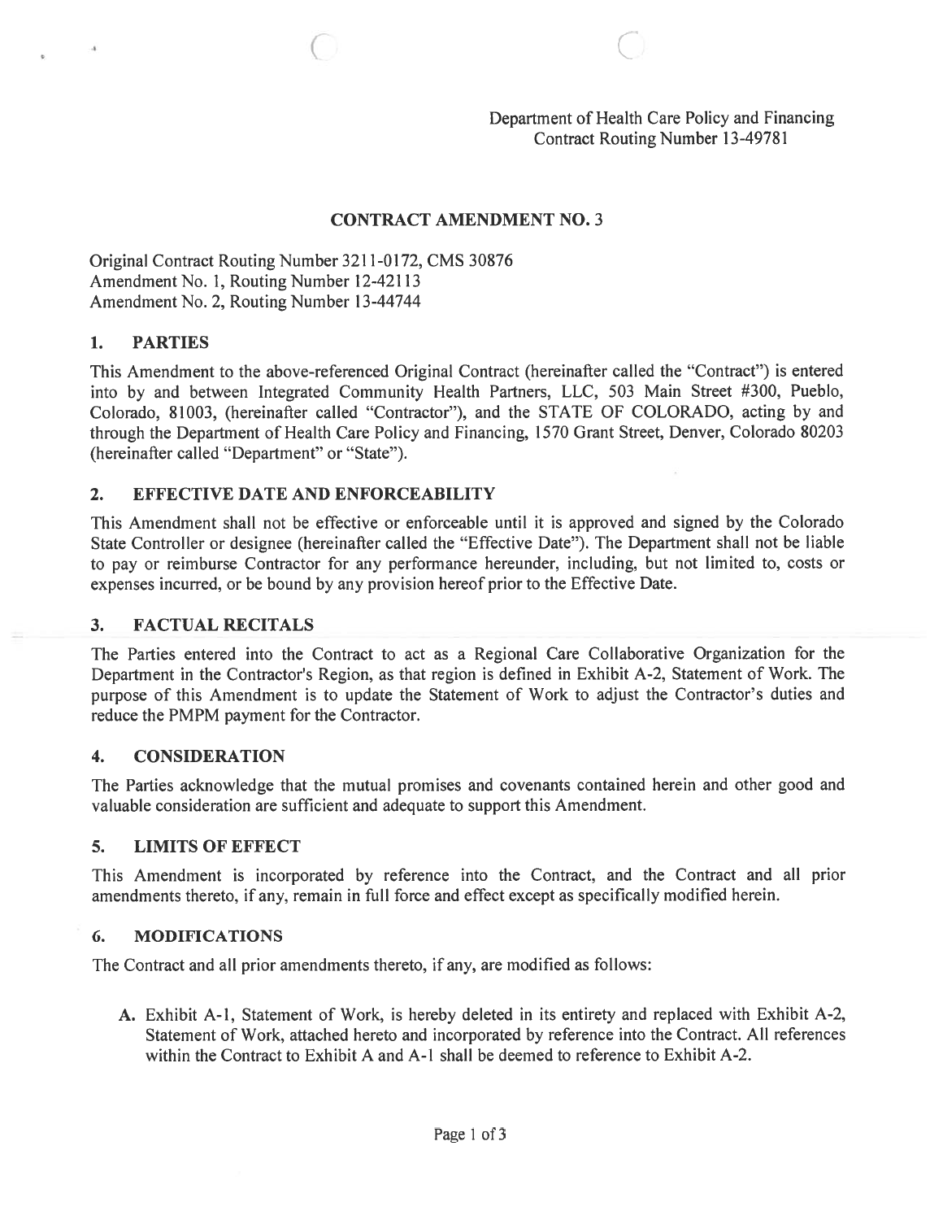Department of Health Care Policy and Financing
Contract Routing Number 13-49781

## CONTRACT AMENDMENT NO. 3

Original Contract Routing Number 3211-0172, CMS 30876
Amendment No. 1, Routing Number 12-42113
Amendment No. 2, Routing Number 13-44744

### 1. PARTIES

This Amendment to the above-referenced Original Contract (hereinafter called the "Contract") is entered into by and between Integrated Community Health Partners, LLC, 503 Main Street #300, Pueblo, Colorado, 81003, (hereinafter called "Contractor"), and the STATE OF COLORADO, acting by and through the Department of Health Care Policy and Financing, 1570 Grant Street, Denver, Colorado 80203 (hereinafter called "Department" or "State").

### 2. EFFECTIVE DATE AND ENFORCEABILITY

This Amendment shall not be effective or enforceable until it is approved and signed by the Colorado State Controller or designee (hereinafter called the "Effective Date"). The Department shall not be liable to pay or reimburse Contractor for any performance hereunder, including, but not limited to, costs or expenses incurred, or be bound by any provision hereof prior to the Effective Date.

### 3. FACTUAL RECITALS

The Parties entered into the Contract to act as a Regional Care Collaborative Organization for the Department in the Contractor's Region, as that region is defined in Exhibit A-2, Statement of Work. The purpose of this Amendment is to update the Statement of Work to adjust the Contractor's duties and reduce the PMPM payment for the Contractor.

### 4. CONSIDERATION

The Parties acknowledge that the mutual promises and covenants contained herein and other good and valuable consideration are sufficient and adequate to support this Amendment.

### 5. LIMITS OF EFFECT

This Amendment is incorporated by reference into the Contract, and the Contract and all prior amendments thereto, if any, remain in full force and effect except as specifically modified herein.

### 6. MODIFICATIONS

The Contract and all prior amendments thereto, if any, are modified as follows:

A. Exhibit A-1, Statement of Work, is hereby deleted in its entirety and replaced with Exhibit A-2, Statement of Work, attached hereto and incorporated by reference into the Contract. All references within the Contract to Exhibit A and A-1 shall be deemed to reference to Exhibit A-2.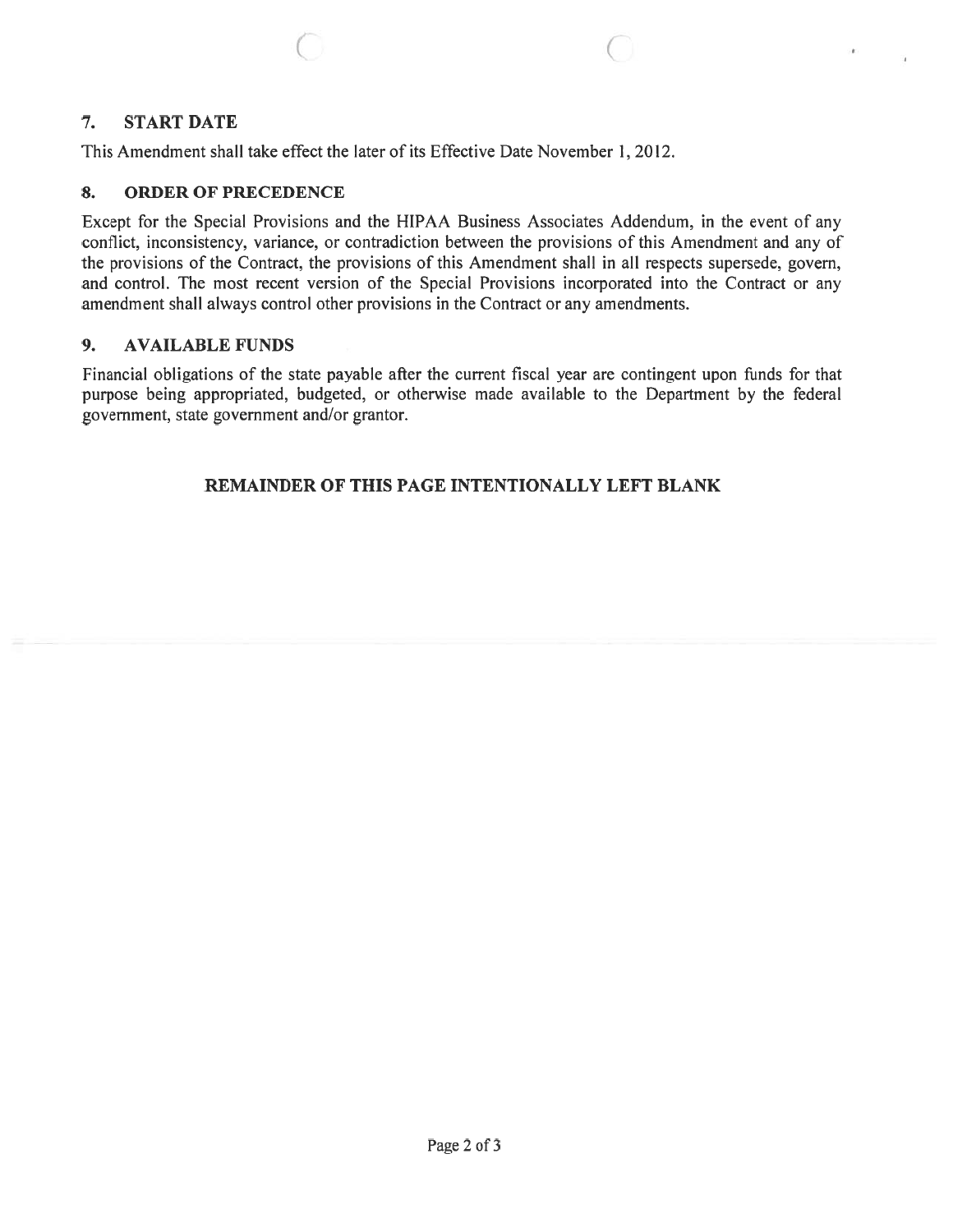## 7. START DATE

This Amendment shall take effect the later of its Effective Date November 1, 2012.

## 8. ORDER OF PRECEDENCE

Except for the Special Provisions and the HIPAA Business Associates Addendum, in the event of any conflict, inconsistency, variance, or contradiction between the provisions of this Amendment and any of the provisions of the Contract, the provisions of this Amendment shall in all respects supersede, govern, and control. The most recent version of the Special Provisions incorporated into the Contract or any amendment shall always control other provisions in the Contract or any amendments.

## 9. AVAILABLE FUNDS

Financial obligations of the state payable after the current fiscal year are contingent upon funds for that purpose being appropriated, budgeted, or otherwise made available to the Department by the federal government, state government and/or grantor.

**REMAINDER OF THIS PAGE INTENTIONALLY LEFT BLANK**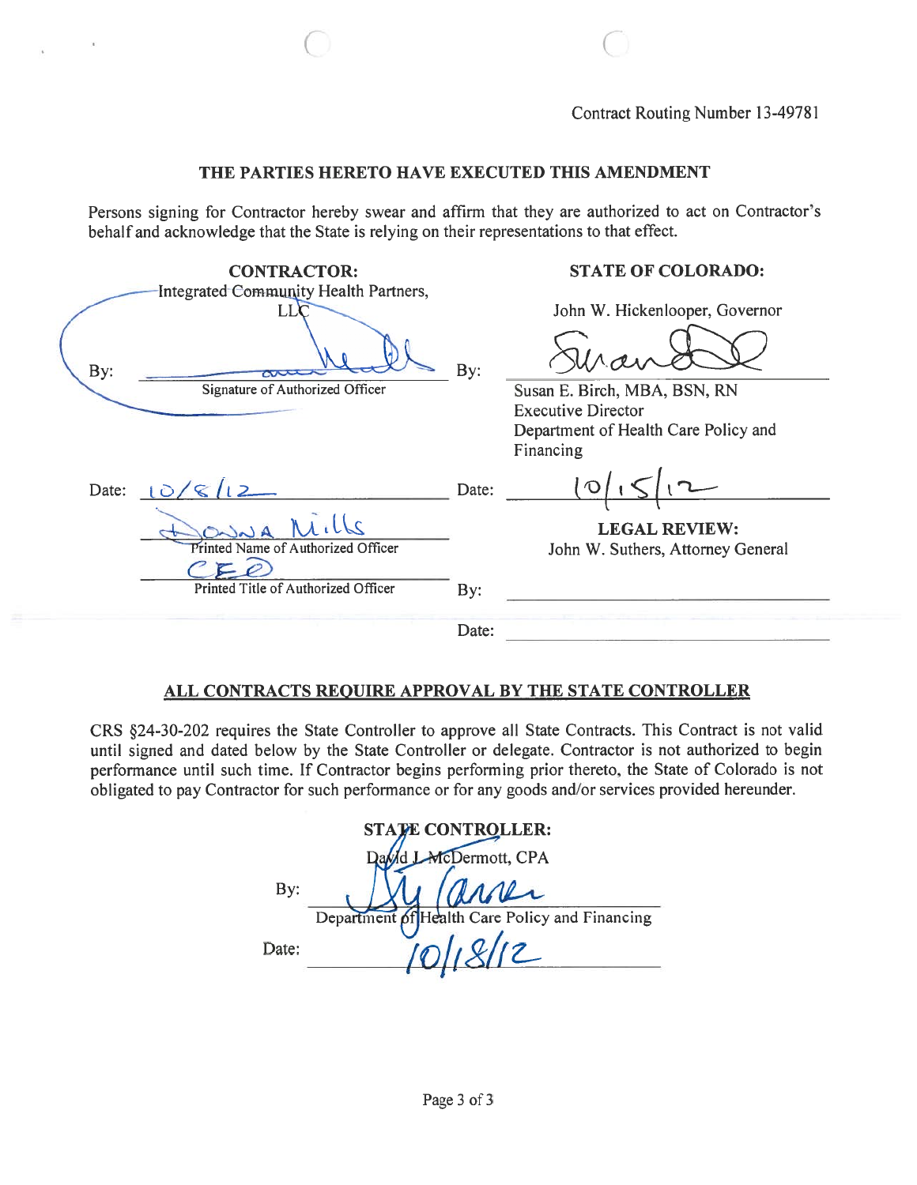Contract Routing Number 13-49781

## THE PARTIES HERETO HAVE EXECUTED THIS AMENDMENT

Persons signing for Contractor hereby swear and affirm that they are authorized to act on Contractor's behalf and acknowledge that the State is relying on their representations to that effect.

| **CONTRACTOR:** | **STATE OF COLORADO:** |
|---|---|
| Integrated Community Health Partners, LLC | John W. Hickenlooper, Governor |
| By: _[signature]_ | By: _[signature]_ |
| Signature of Authorized Officer | Susan E. Birch, MBA, BSN, RN<br>Executive Director<br>Department of Health Care Policy and Financing |
| Date: 10/8/12 | Date: 10/15/12 |
| Donna Mills | **LEGAL REVIEW:** |
| Printed Name of Authorized Officer | John W. Suthers, Attorney General |
| CEO | By: ________________________ |
| Printed Title of Authorized Officer | |
| | Date: ________________________ |

## ALL CONTRACTS REQUIRE APPROVAL BY THE STATE CONTROLLER

CRS §24-30-202 requires the State Controller to approve all State Contracts. This Contract is not valid until signed and dated below by the State Controller or delegate. Contractor is not authorized to begin performance until such time. If Contractor begins performing prior thereto, the State of Colorado is not obligated to pay Contractor for such performance or for any goods and/or services provided hereunder.

**STATE CONTROLLER:**

David J. McDermott, CPA

By: _[signature]_

Department of Health Care Policy and Financing

Date: 10/18/12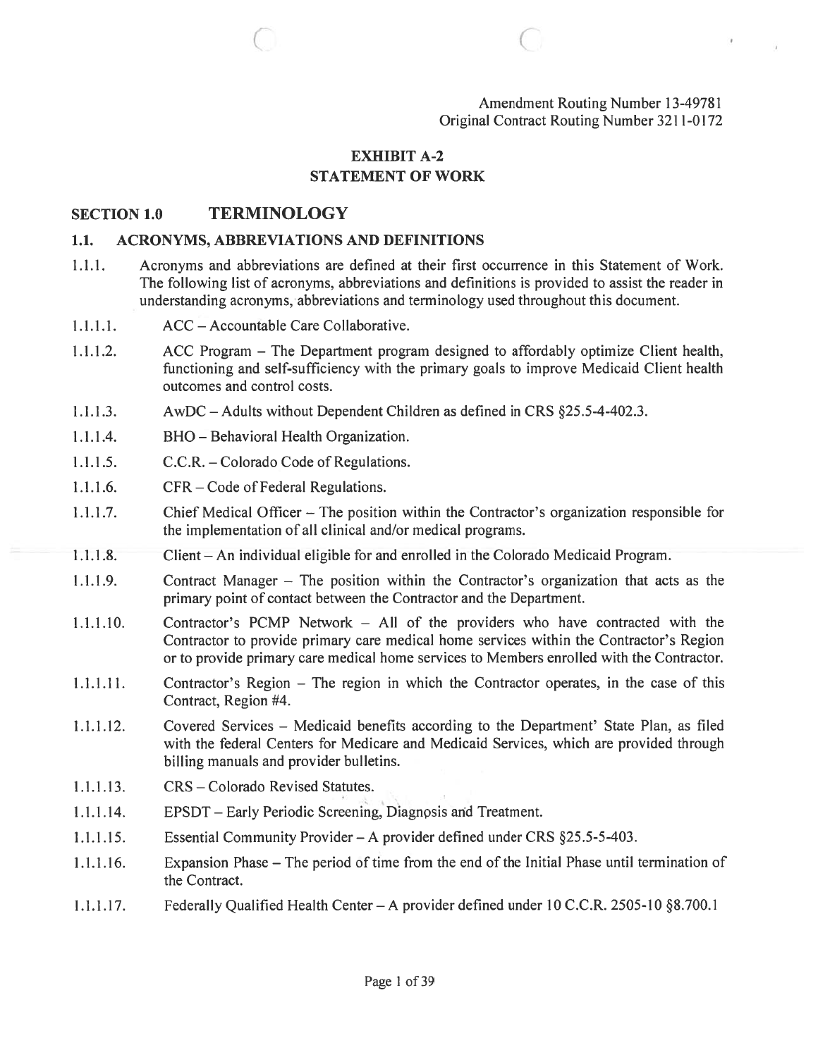Amendment Routing Number 13-49781
Original Contract Routing Number 3211-0172

# EXHIBIT A-2
# STATEMENT OF WORK

## SECTION 1.0 TERMINOLOGY

### 1.1. ACRONYMS, ABBREVIATIONS AND DEFINITIONS

1.1.1. Acronyms and abbreviations are defined at their first occurrence in this Statement of Work. The following list of acronyms, abbreviations and definitions is provided to assist the reader in understanding acronyms, abbreviations and terminology used throughout this document.

1.1.1.1. ACC – Accountable Care Collaborative.

1.1.1.2. ACC Program – The Department program designed to affordably optimize Client health, functioning and self-sufficiency with the primary goals to improve Medicaid Client health outcomes and control costs.

1.1.1.3. AwDC – Adults without Dependent Children as defined in CRS §25.5-4-402.3.

1.1.1.4. BHO – Behavioral Health Organization.

1.1.1.5. C.C.R. – Colorado Code of Regulations.

1.1.1.6. CFR – Code of Federal Regulations.

1.1.1.7. Chief Medical Officer – The position within the Contractor's organization responsible for the implementation of all clinical and/or medical programs.

1.1.1.8. Client – An individual eligible for and enrolled in the Colorado Medicaid Program.

1.1.1.9. Contract Manager – The position within the Contractor's organization that acts as the primary point of contact between the Contractor and the Department.

1.1.1.10. Contractor's PCMP Network – All of the providers who have contracted with the Contractor to provide primary care medical home services within the Contractor's Region or to provide primary care medical home services to Members enrolled with the Contractor.

1.1.1.11. Contractor's Region – The region in which the Contractor operates, in the case of this Contract, Region #4.

1.1.1.12. Covered Services – Medicaid benefits according to the Department' State Plan, as filed with the federal Centers for Medicare and Medicaid Services, which are provided through billing manuals and provider bulletins.

1.1.1.13. CRS – Colorado Revised Statutes.

1.1.1.14. EPSDT – Early Periodic Screening, Diagnosis and Treatment.

1.1.1.15. Essential Community Provider – A provider defined under CRS §25.5-5-403.

1.1.1.16. Expansion Phase – The period of time from the end of the Initial Phase until termination of the Contract.

1.1.1.17. Federally Qualified Health Center – A provider defined under 10 C.C.R. 2505-10 §8.700.1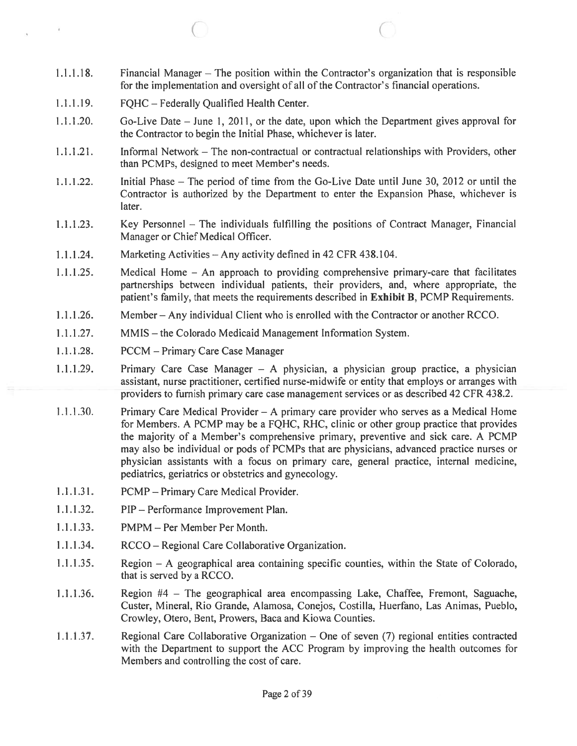1.1.1.18. Financial Manager – The position within the Contractor's organization that is responsible for the implementation and oversight of all of the Contractor's financial operations.

1.1.1.19. FQHC – Federally Qualified Health Center.

1.1.1.20. Go-Live Date – June 1, 2011, or the date, upon which the Department gives approval for the Contractor to begin the Initial Phase, whichever is later.

1.1.1.21. Informal Network – The non-contractual or contractual relationships with Providers, other than PCMPs, designed to meet Member's needs.

1.1.1.22. Initial Phase – The period of time from the Go-Live Date until June 30, 2012 or until the Contractor is authorized by the Department to enter the Expansion Phase, whichever is later.

1.1.1.23. Key Personnel – The individuals fulfilling the positions of Contract Manager, Financial Manager or Chief Medical Officer.

1.1.1.24. Marketing Activities – Any activity defined in 42 CFR 438.104.

1.1.1.25. Medical Home – An approach to providing comprehensive primary-care that facilitates partnerships between individual patients, their providers, and, where appropriate, the patient's family, that meets the requirements described in **Exhibit B**, PCMP Requirements.

1.1.1.26. Member – Any individual Client who is enrolled with the Contractor or another RCCO.

1.1.1.27. MMIS – the Colorado Medicaid Management Information System.

1.1.1.28. PCCM – Primary Care Case Manager

1.1.1.29. Primary Care Case Manager – A physician, a physician group practice, a physician assistant, nurse practitioner, certified nurse-midwife or entity that employs or arranges with providers to furnish primary care case management services or as described 42 CFR 438.2.

1.1.1.30. Primary Care Medical Provider – A primary care provider who serves as a Medical Home for Members. A PCMP may be a FQHC, RHC, clinic or other group practice that provides the majority of a Member's comprehensive primary, preventive and sick care. A PCMP may also be individual or pods of PCMPs that are physicians, advanced practice nurses or physician assistants with a focus on primary care, general practice, internal medicine, pediatrics, geriatrics or obstetrics and gynecology.

1.1.1.31. PCMP – Primary Care Medical Provider.

1.1.1.32. PIP – Performance Improvement Plan.

1.1.1.33. PMPM – Per Member Per Month.

1.1.1.34. RCCO – Regional Care Collaborative Organization.

1.1.1.35. Region – A geographical area containing specific counties, within the State of Colorado, that is served by a RCCO.

1.1.1.36. Region #4 – The geographical area encompassing Lake, Chaffee, Fremont, Saguache, Custer, Mineral, Rio Grande, Alamosa, Conejos, Costilla, Huerfano, Las Animas, Pueblo, Crowley, Otero, Bent, Prowers, Baca and Kiowa Counties.

1.1.1.37. Regional Care Collaborative Organization – One of seven (7) regional entities contracted with the Department to support the ACC Program by improving the health outcomes for Members and controlling the cost of care.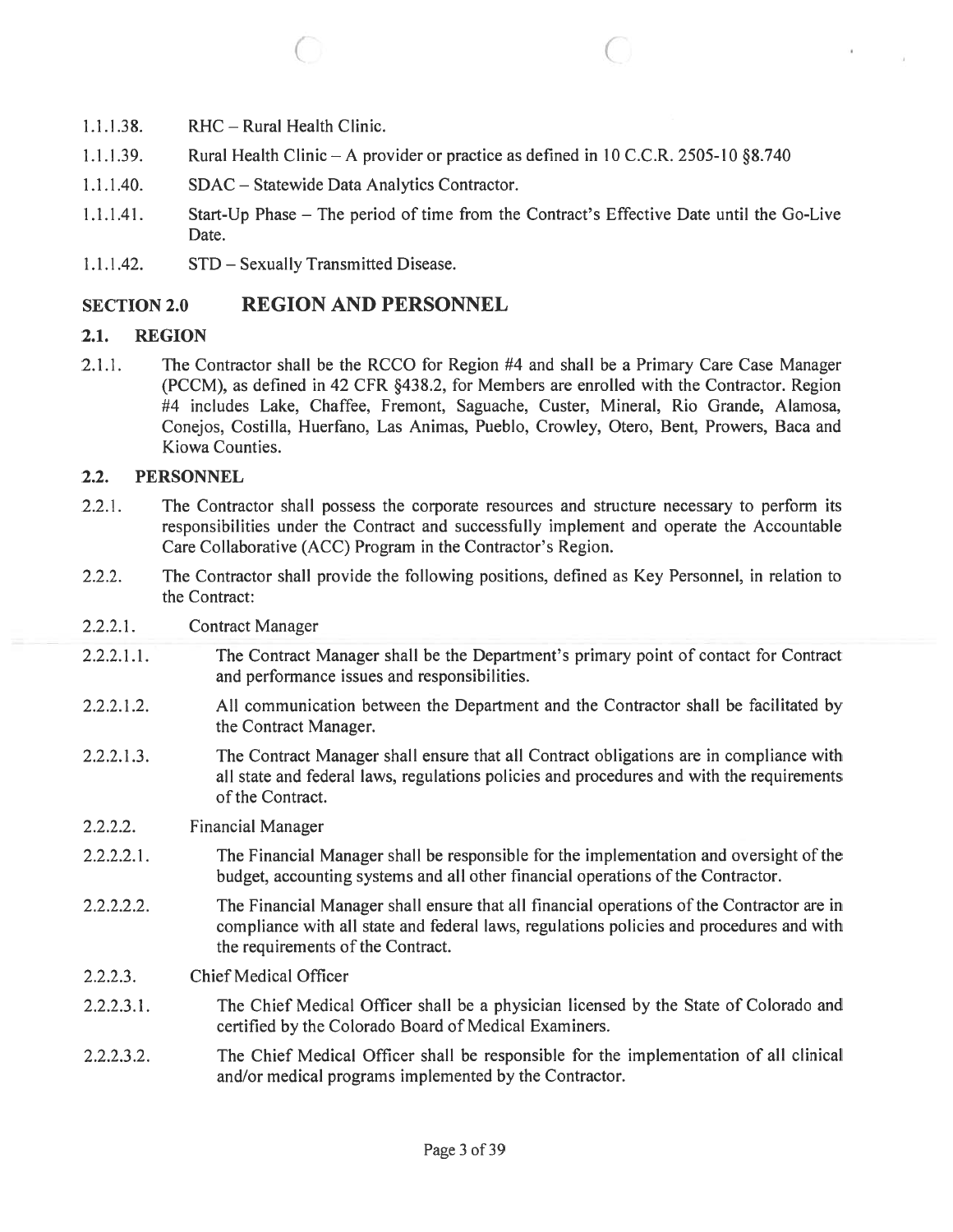1.1.1.38. RHC – Rural Health Clinic.

1.1.1.39. Rural Health Clinic – A provider or practice as defined in 10 C.C.R. 2505-10 §8.740

1.1.1.40. SDAC – Statewide Data Analytics Contractor.

1.1.1.41. Start-Up Phase – The period of time from the Contract's Effective Date until the Go-Live Date.

1.1.1.42. STD – Sexually Transmitted Disease.

## SECTION 2.0 REGION AND PERSONNEL

### 2.1. REGION

2.1.1. The Contractor shall be the RCCO for Region #4 and shall be a Primary Care Case Manager (PCCM), as defined in 42 CFR §438.2, for Members are enrolled with the Contractor. Region #4 includes Lake, Chaffee, Fremont, Saguache, Custer, Mineral, Rio Grande, Alamosa, Conejos, Costilla, Huerfano, Las Animas, Pueblo, Crowley, Otero, Bent, Prowers, Baca and Kiowa Counties.

### 2.2. PERSONNEL

2.2.1. The Contractor shall possess the corporate resources and structure necessary to perform its responsibilities under the Contract and successfully implement and operate the Accountable Care Collaborative (ACC) Program in the Contractor's Region.

2.2.2. The Contractor shall provide the following positions, defined as Key Personnel, in relation to the Contract:

2.2.2.1. Contract Manager

2.2.2.1.1. The Contract Manager shall be the Department's primary point of contact for Contract and performance issues and responsibilities.

2.2.2.1.2. All communication between the Department and the Contractor shall be facilitated by the Contract Manager.

2.2.2.1.3. The Contract Manager shall ensure that all Contract obligations are in compliance with all state and federal laws, regulations policies and procedures and with the requirements of the Contract.

2.2.2.2. Financial Manager

2.2.2.2.1. The Financial Manager shall be responsible for the implementation and oversight of the budget, accounting systems and all other financial operations of the Contractor.

2.2.2.2.2. The Financial Manager shall ensure that all financial operations of the Contractor are in compliance with all state and federal laws, regulations policies and procedures and with the requirements of the Contract.

2.2.2.3. Chief Medical Officer

2.2.2.3.1. The Chief Medical Officer shall be a physician licensed by the State of Colorado and certified by the Colorado Board of Medical Examiners.

2.2.2.3.2. The Chief Medical Officer shall be responsible for the implementation of all clinical and/or medical programs implemented by the Contractor.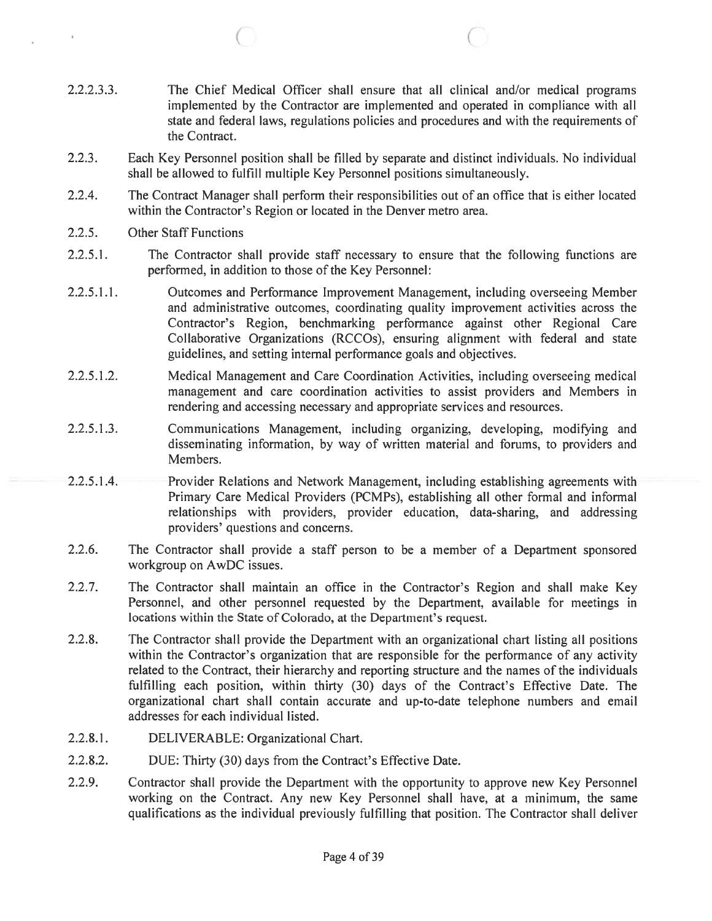2.2.2.3.3. The Chief Medical Officer shall ensure that all clinical and/or medical programs implemented by the Contractor are implemented and operated in compliance with all state and federal laws, regulations policies and procedures and with the requirements of the Contract.

2.2.3. Each Key Personnel position shall be filled by separate and distinct individuals. No individual shall be allowed to fulfill multiple Key Personnel positions simultaneously.

2.2.4. The Contract Manager shall perform their responsibilities out of an office that is either located within the Contractor's Region or located in the Denver metro area.

2.2.5. Other Staff Functions

2.2.5.1. The Contractor shall provide staff necessary to ensure that the following functions are performed, in addition to those of the Key Personnel:

2.2.5.1.1. Outcomes and Performance Improvement Management, including overseeing Member and administrative outcomes, coordinating quality improvement activities across the Contractor's Region, benchmarking performance against other Regional Care Collaborative Organizations (RCCOs), ensuring alignment with federal and state guidelines, and setting internal performance goals and objectives.

2.2.5.1.2. Medical Management and Care Coordination Activities, including overseeing medical management and care coordination activities to assist providers and Members in rendering and accessing necessary and appropriate services and resources.

2.2.5.1.3. Communications Management, including organizing, developing, modifying and disseminating information, by way of written material and forums, to providers and Members.

2.2.5.1.4. Provider Relations and Network Management, including establishing agreements with Primary Care Medical Providers (PCMPs), establishing all other formal and informal relationships with providers, provider education, data-sharing, and addressing providers' questions and concerns.

2.2.6. The Contractor shall provide a staff person to be a member of a Department sponsored workgroup on AwDC issues.

2.2.7. The Contractor shall maintain an office in the Contractor's Region and shall make Key Personnel, and other personnel requested by the Department, available for meetings in locations within the State of Colorado, at the Department's request.

2.2.8. The Contractor shall provide the Department with an organizational chart listing all positions within the Contractor's organization that are responsible for the performance of any activity related to the Contract, their hierarchy and reporting structure and the names of the individuals fulfilling each position, within thirty (30) days of the Contract's Effective Date. The organizational chart shall contain accurate and up-to-date telephone numbers and email addresses for each individual listed.

2.2.8.1. DELIVERABLE: Organizational Chart.

2.2.8.2. DUE: Thirty (30) days from the Contract's Effective Date.

2.2.9. Contractor shall provide the Department with the opportunity to approve new Key Personnel working on the Contract. Any new Key Personnel shall have, at a minimum, the same qualifications as the individual previously fulfilling that position. The Contractor shall deliver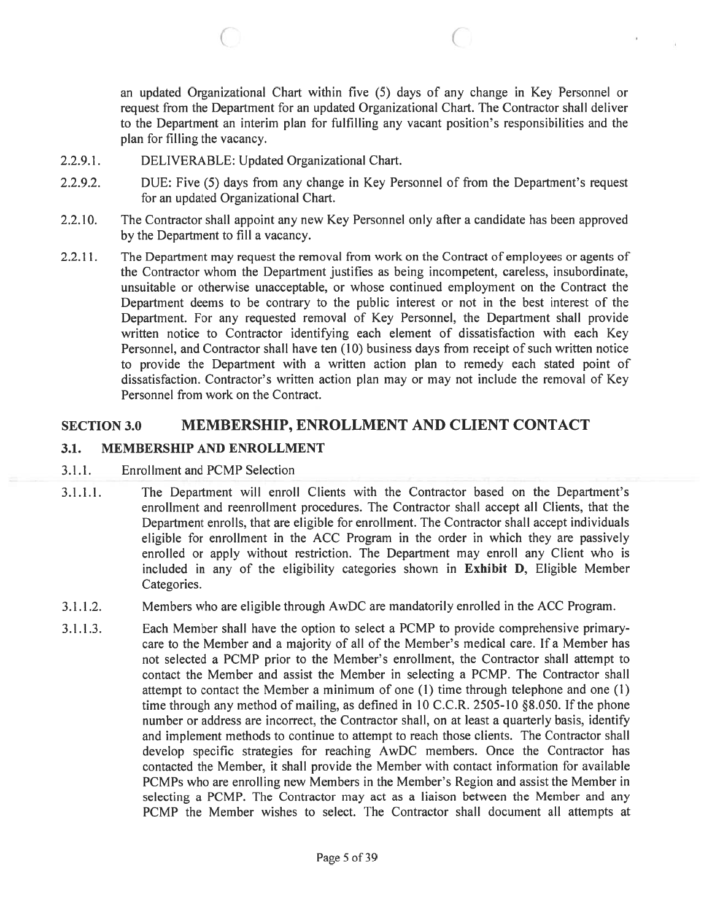an updated Organizational Chart within five (5) days of any change in Key Personnel or request from the Department for an updated Organizational Chart. The Contractor shall deliver to the Department an interim plan for fulfilling any vacant position's responsibilities and the plan for filling the vacancy.

2.2.9.1. DELIVERABLE: Updated Organizational Chart.

2.2.9.2. DUE: Five (5) days from any change in Key Personnel of from the Department's request for an updated Organizational Chart.

2.2.10. The Contractor shall appoint any new Key Personnel only after a candidate has been approved by the Department to fill a vacancy.

2.2.11. The Department may request the removal from work on the Contract of employees or agents of the Contractor whom the Department justifies as being incompetent, careless, insubordinate, unsuitable or otherwise unacceptable, or whose continued employment on the Contract the Department deems to be contrary to the public interest or not in the best interest of the Department. For any requested removal of Key Personnel, the Department shall provide written notice to Contractor identifying each element of dissatisfaction with each Key Personnel, and Contractor shall have ten (10) business days from receipt of such written notice to provide the Department with a written action plan to remedy each stated point of dissatisfaction. Contractor's written action plan may or may not include the removal of Key Personnel from work on the Contract.

## SECTION 3.0 MEMBERSHIP, ENROLLMENT AND CLIENT CONTACT

### 3.1. MEMBERSHIP AND ENROLLMENT

3.1.1. Enrollment and PCMP Selection

3.1.1.1. The Department will enroll Clients with the Contractor based on the Department's enrollment and reenrollment procedures. The Contractor shall accept all Clients, that the Department enrolls, that are eligible for enrollment. The Contractor shall accept individuals eligible for enrollment in the ACC Program in the order in which they are passively enrolled or apply without restriction. The Department may enroll any Client who is included in any of the eligibility categories shown in **Exhibit D**, Eligible Member Categories.

3.1.1.2. Members who are eligible through AwDC are mandatorily enrolled in the ACC Program.

3.1.1.3. Each Member shall have the option to select a PCMP to provide comprehensive primary-care to the Member and a majority of all of the Member's medical care. If a Member has not selected a PCMP prior to the Member's enrollment, the Contractor shall attempt to contact the Member and assist the Member in selecting a PCMP. The Contractor shall attempt to contact the Member a minimum of one (1) time through telephone and one (1) time through any method of mailing, as defined in 10 C.C.R. 2505-10 §8.050. If the phone number or address are incorrect, the Contractor shall, on at least a quarterly basis, identify and implement methods to continue to attempt to reach those clients. The Contractor shall develop specific strategies for reaching AwDC members. Once the Contractor has contacted the Member, it shall provide the Member with contact information for available PCMPs who are enrolling new Members in the Member's Region and assist the Member in selecting a PCMP. The Contractor may act as a liaison between the Member and any PCMP the Member wishes to select. The Contractor shall document all attempts at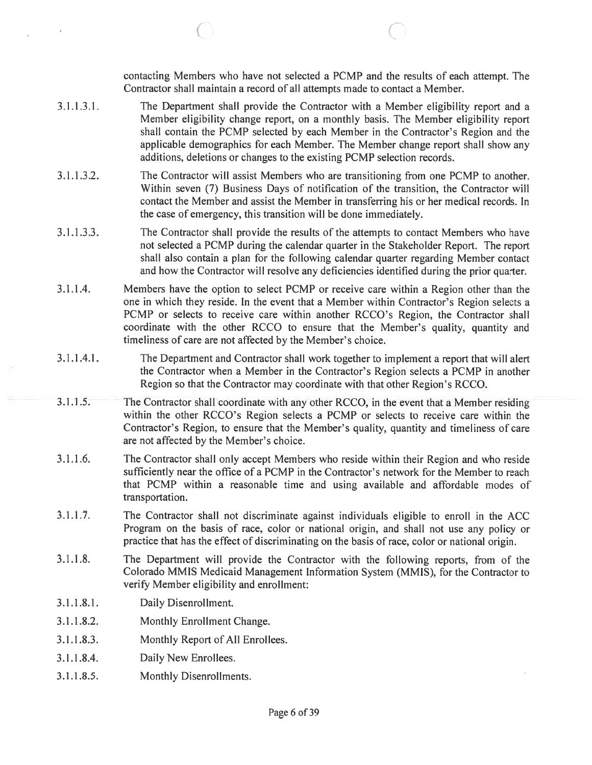contacting Members who have not selected a PCMP and the results of each attempt. The Contractor shall maintain a record of all attempts made to contact a Member.

3.1.1.3.1. The Department shall provide the Contractor with a Member eligibility report and a Member eligibility change report, on a monthly basis. The Member eligibility report shall contain the PCMP selected by each Member in the Contractor's Region and the applicable demographics for each Member. The Member change report shall show any additions, deletions or changes to the existing PCMP selection records.

3.1.1.3.2. The Contractor will assist Members who are transitioning from one PCMP to another. Within seven (7) Business Days of notification of the transition, the Contractor will contact the Member and assist the Member in transferring his or her medical records. In the case of emergency, this transition will be done immediately.

3.1.1.3.3. The Contractor shall provide the results of the attempts to contact Members who have not selected a PCMP during the calendar quarter in the Stakeholder Report. The report shall also contain a plan for the following calendar quarter regarding Member contact and how the Contractor will resolve any deficiencies identified during the prior quarter.

3.1.1.4. Members have the option to select PCMP or receive care within a Region other than the one in which they reside. In the event that a Member within Contractor's Region selects a PCMP or selects to receive care within another RCCO's Region, the Contractor shall coordinate with the other RCCO to ensure that the Member's quality, quantity and timeliness of care are not affected by the Member's choice.

3.1.1.4.1. The Department and Contractor shall work together to implement a report that will alert the Contractor when a Member in the Contractor's Region selects a PCMP in another Region so that the Contractor may coordinate with that other Region's RCCO.

3.1.1.5. The Contractor shall coordinate with any other RCCO, in the event that a Member residing within the other RCCO's Region selects a PCMP or selects to receive care within the Contractor's Region, to ensure that the Member's quality, quantity and timeliness of care are not affected by the Member's choice.

3.1.1.6. The Contractor shall only accept Members who reside within their Region and who reside sufficiently near the office of a PCMP in the Contractor's network for the Member to reach that PCMP within a reasonable time and using available and affordable modes of transportation.

3.1.1.7. The Contractor shall not discriminate against individuals eligible to enroll in the ACC Program on the basis of race, color or national origin, and shall not use any policy or practice that has the effect of discriminating on the basis of race, color or national origin.

3.1.1.8. The Department will provide the Contractor with the following reports, from of the Colorado MMIS Medicaid Management Information System (MMIS), for the Contractor to verify Member eligibility and enrollment:

3.1.1.8.1. Daily Disenrollment.

3.1.1.8.2. Monthly Enrollment Change.

3.1.1.8.3. Monthly Report of All Enrollees.

3.1.1.8.4. Daily New Enrollees.

3.1.1.8.5. Monthly Disenrollments.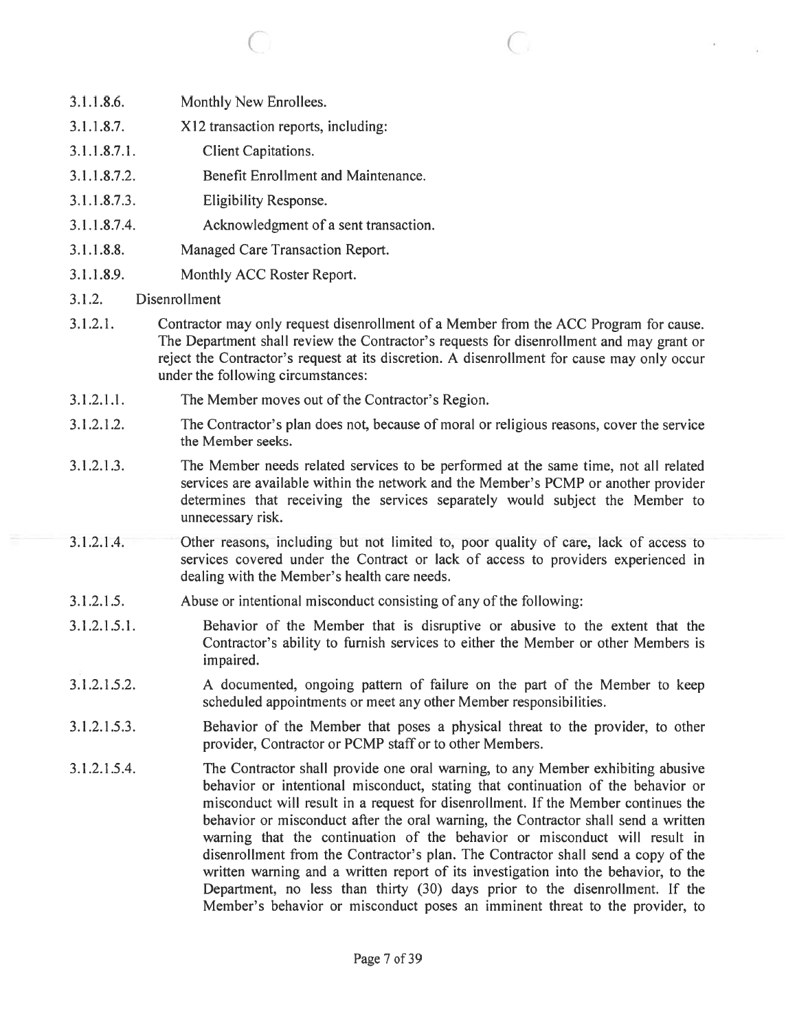3.1.1.8.6. Monthly New Enrollees.

3.1.1.8.7. X12 transaction reports, including:

3.1.1.8.7.1. Client Capitations.

3.1.1.8.7.2. Benefit Enrollment and Maintenance.

3.1.1.8.7.3. Eligibility Response.

3.1.1.8.7.4. Acknowledgment of a sent transaction.

3.1.1.8.8. Managed Care Transaction Report.

3.1.1.8.9. Monthly ACC Roster Report.

3.1.2. Disenrollment

3.1.2.1. Contractor may only request disenrollment of a Member from the ACC Program for cause. The Department shall review the Contractor's requests for disenrollment and may grant or reject the Contractor's request at its discretion. A disenrollment for cause may only occur under the following circumstances:

3.1.2.1.1. The Member moves out of the Contractor's Region.

3.1.2.1.2. The Contractor's plan does not, because of moral or religious reasons, cover the service the Member seeks.

3.1.2.1.3. The Member needs related services to be performed at the same time, not all related services are available within the network and the Member's PCMP or another provider determines that receiving the services separately would subject the Member to unnecessary risk.

3.1.2.1.4. Other reasons, including but not limited to, poor quality of care, lack of access to services covered under the Contract or lack of access to providers experienced in dealing with the Member's health care needs.

3.1.2.1.5. Abuse or intentional misconduct consisting of any of the following:

3.1.2.1.5.1. Behavior of the Member that is disruptive or abusive to the extent that the Contractor's ability to furnish services to either the Member or other Members is impaired.

3.1.2.1.5.2. A documented, ongoing pattern of failure on the part of the Member to keep scheduled appointments or meet any other Member responsibilities.

3.1.2.1.5.3. Behavior of the Member that poses a physical threat to the provider, to other provider, Contractor or PCMP staff or to other Members.

3.1.2.1.5.4. The Contractor shall provide one oral warning, to any Member exhibiting abusive behavior or intentional misconduct, stating that continuation of the behavior or misconduct will result in a request for disenrollment. If the Member continues the behavior or misconduct after the oral warning, the Contractor shall send a written warning that the continuation of the behavior or misconduct will result in disenrollment from the Contractor's plan. The Contractor shall send a copy of the written warning and a written report of its investigation into the behavior, to the Department, no less than thirty (30) days prior to the disenrollment. If the Member's behavior or misconduct poses an imminent threat to the provider, to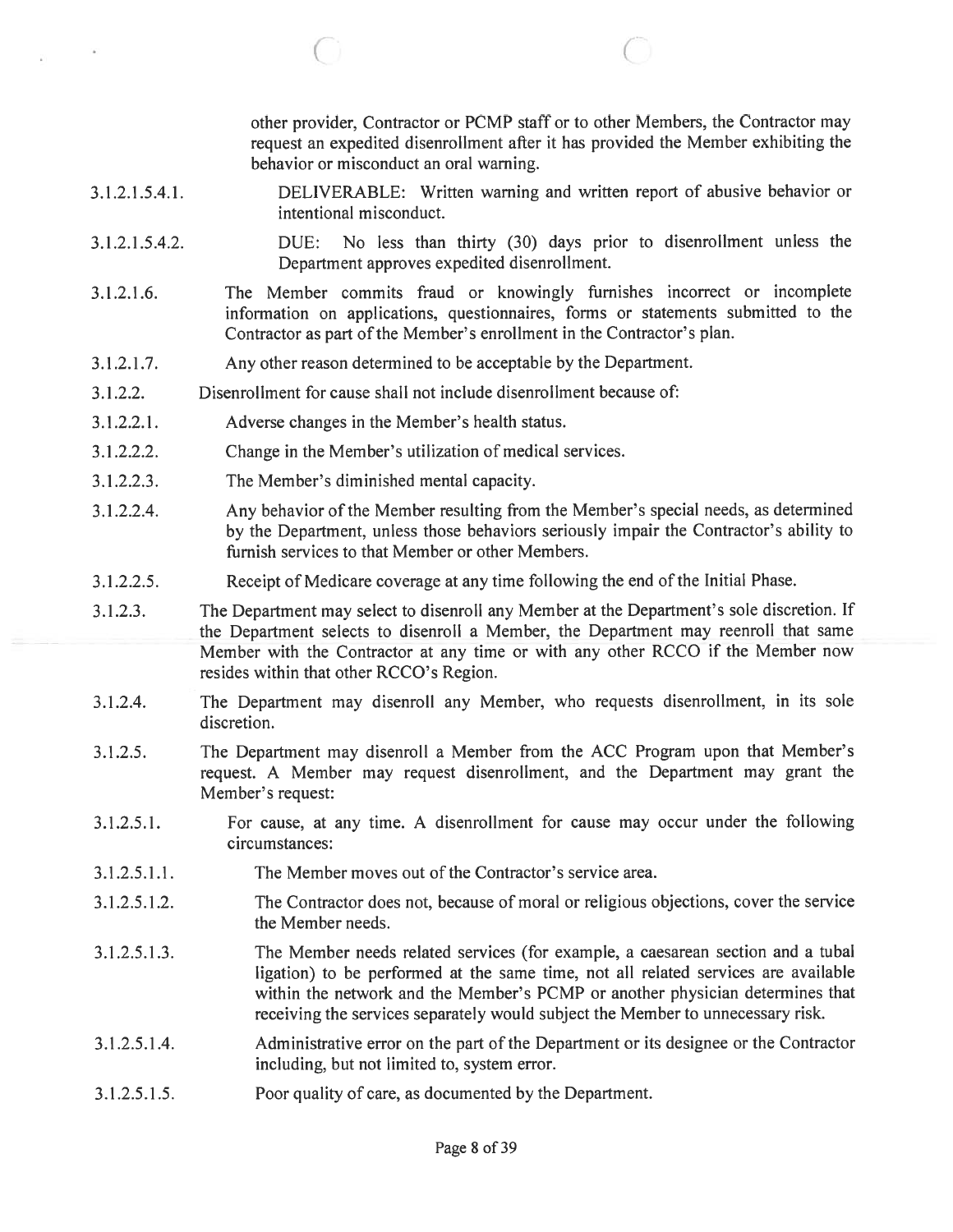other provider, Contractor or PCMP staff or to other Members, the Contractor may request an expedited disenrollment after it has provided the Member exhibiting the behavior or misconduct an oral warning.

3.1.2.1.5.4.1. DELIVERABLE: Written warning and written report of abusive behavior or intentional misconduct.

3.1.2.1.5.4.2. DUE: No less than thirty (30) days prior to disenrollment unless the Department approves expedited disenrollment.

3.1.2.1.6. The Member commits fraud or knowingly furnishes incorrect or incomplete information on applications, questionnaires, forms or statements submitted to the Contractor as part of the Member's enrollment in the Contractor's plan.

3.1.2.1.7. Any other reason determined to be acceptable by the Department.

3.1.2.2. Disenrollment for cause shall not include disenrollment because of:

3.1.2.2.1. Adverse changes in the Member's health status.

3.1.2.2.2. Change in the Member's utilization of medical services.

3.1.2.2.3. The Member's diminished mental capacity.

3.1.2.2.4. Any behavior of the Member resulting from the Member's special needs, as determined by the Department, unless those behaviors seriously impair the Contractor's ability to furnish services to that Member or other Members.

3.1.2.2.5. Receipt of Medicare coverage at any time following the end of the Initial Phase.

3.1.2.3. The Department may select to disenroll any Member at the Department's sole discretion. If the Department selects to disenroll a Member, the Department may reenroll that same Member with the Contractor at any time or with any other RCCO if the Member now resides within that other RCCO's Region.

3.1.2.4. The Department may disenroll any Member, who requests disenrollment, in its sole discretion.

3.1.2.5. The Department may disenroll a Member from the ACC Program upon that Member's request. A Member may request disenrollment, and the Department may grant the Member's request:

3.1.2.5.1. For cause, at any time. A disenrollment for cause may occur under the following circumstances:

3.1.2.5.1.1. The Member moves out of the Contractor's service area.

3.1.2.5.1.2. The Contractor does not, because of moral or religious objections, cover the service the Member needs.

3.1.2.5.1.3. The Member needs related services (for example, a caesarean section and a tubal ligation) to be performed at the same time, not all related services are available within the network and the Member's PCMP or another physician determines that receiving the services separately would subject the Member to unnecessary risk.

3.1.2.5.1.4. Administrative error on the part of the Department or its designee or the Contractor including, but not limited to, system error.

3.1.2.5.1.5. Poor quality of care, as documented by the Department.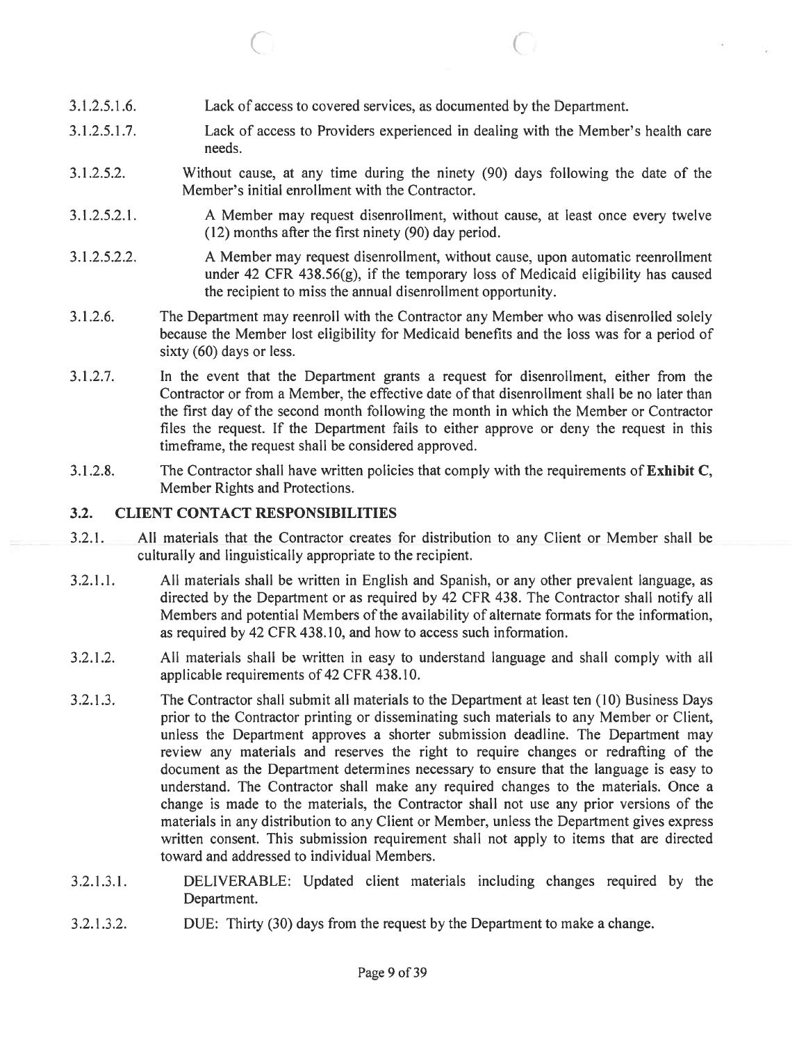3.1.2.5.1.6. Lack of access to covered services, as documented by the Department.

3.1.2.5.1.7. Lack of access to Providers experienced in dealing with the Member's health care needs.

3.1.2.5.2. Without cause, at any time during the ninety (90) days following the date of the Member's initial enrollment with the Contractor.

3.1.2.5.2.1. A Member may request disenrollment, without cause, at least once every twelve (12) months after the first ninety (90) day period.

3.1.2.5.2.2. A Member may request disenrollment, without cause, upon automatic reenrollment under 42 CFR 438.56(g), if the temporary loss of Medicaid eligibility has caused the recipient to miss the annual disenrollment opportunity.

3.1.2.6. The Department may reenroll with the Contractor any Member who was disenrolled solely because the Member lost eligibility for Medicaid benefits and the loss was for a period of sixty (60) days or less.

3.1.2.7. In the event that the Department grants a request for disenrollment, either from the Contractor or from a Member, the effective date of that disenrollment shall be no later than the first day of the second month following the month in which the Member or Contractor files the request. If the Department fails to either approve or deny the request in this timeframe, the request shall be considered approved.

3.1.2.8. The Contractor shall have written policies that comply with the requirements of **Exhibit C**, Member Rights and Protections.

## 3.2. CLIENT CONTACT RESPONSIBILITIES

3.2.1. All materials that the Contractor creates for distribution to any Client or Member shall be culturally and linguistically appropriate to the recipient.

3.2.1.1. All materials shall be written in English and Spanish, or any other prevalent language, as directed by the Department or as required by 42 CFR 438. The Contractor shall notify all Members and potential Members of the availability of alternate formats for the information, as required by 42 CFR 438.10, and how to access such information.

3.2.1.2. All materials shall be written in easy to understand language and shall comply with all applicable requirements of 42 CFR 438.10.

3.2.1.3. The Contractor shall submit all materials to the Department at least ten (10) Business Days prior to the Contractor printing or disseminating such materials to any Member or Client, unless the Department approves a shorter submission deadline. The Department may review any materials and reserves the right to require changes or redrafting of the document as the Department determines necessary to ensure that the language is easy to understand. The Contractor shall make any required changes to the materials. Once a change is made to the materials, the Contractor shall not use any prior versions of the materials in any distribution to any Client or Member, unless the Department gives express written consent. This submission requirement shall not apply to items that are directed toward and addressed to individual Members.

3.2.1.3.1. DELIVERABLE: Updated client materials including changes required by the Department.

3.2.1.3.2. DUE: Thirty (30) days from the request by the Department to make a change.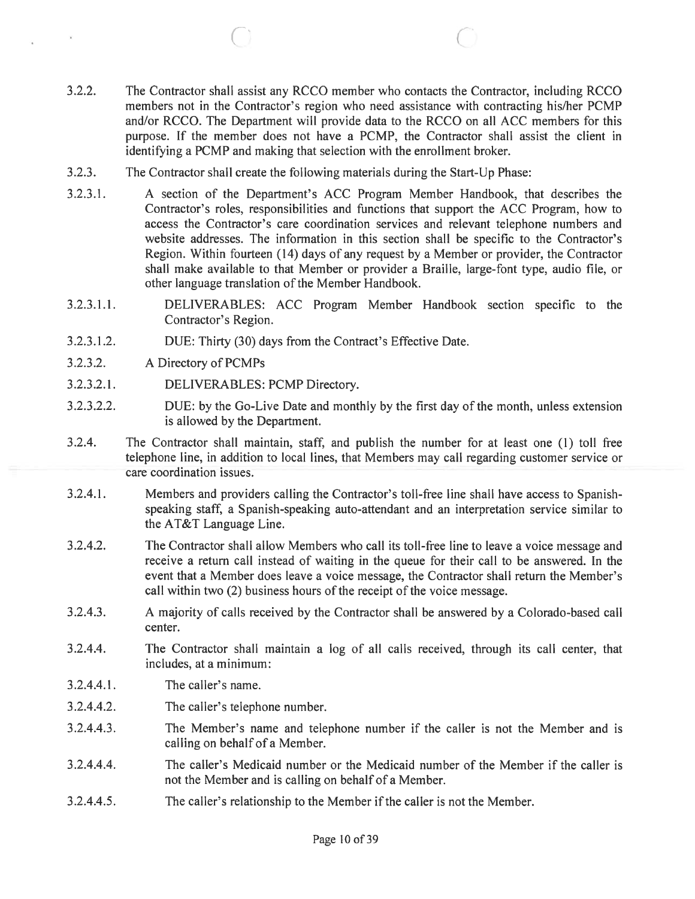3.2.2. The Contractor shall assist any RCCO member who contacts the Contractor, including RCCO members not in the Contractor's region who need assistance with contracting his/her PCMP and/or RCCO. The Department will provide data to the RCCO on all ACC members for this purpose. If the member does not have a PCMP, the Contractor shall assist the client in identifying a PCMP and making that selection with the enrollment broker.

3.2.3. The Contractor shall create the following materials during the Start-Up Phase:

3.2.3.1. A section of the Department's ACC Program Member Handbook, that describes the Contractor's roles, responsibilities and functions that support the ACC Program, how to access the Contractor's care coordination services and relevant telephone numbers and website addresses. The information in this section shall be specific to the Contractor's Region. Within fourteen (14) days of any request by a Member or provider, the Contractor shall make available to that Member or provider a Braille, large-font type, audio file, or other language translation of the Member Handbook.

3.2.3.1.1. DELIVERABLES: ACC Program Member Handbook section specific to the Contractor's Region.

3.2.3.1.2. DUE: Thirty (30) days from the Contract's Effective Date.

3.2.3.2. A Directory of PCMPs

3.2.3.2.1. DELIVERABLES: PCMP Directory.

3.2.3.2.2. DUE: by the Go-Live Date and monthly by the first day of the month, unless extension is allowed by the Department.

3.2.4. The Contractor shall maintain, staff, and publish the number for at least one (1) toll free telephone line, in addition to local lines, that Members may call regarding customer service or care coordination issues.

3.2.4.1. Members and providers calling the Contractor's toll-free line shall have access to Spanish-speaking staff, a Spanish-speaking auto-attendant and an interpretation service similar to the AT&T Language Line.

3.2.4.2. The Contractor shall allow Members who call its toll-free line to leave a voice message and receive a return call instead of waiting in the queue for their call to be answered. In the event that a Member does leave a voice message, the Contractor shall return the Member's call within two (2) business hours of the receipt of the voice message.

3.2.4.3. A majority of calls received by the Contractor shall be answered by a Colorado-based call center.

3.2.4.4. The Contractor shall maintain a log of all calls received, through its call center, that includes, at a minimum:

3.2.4.4.1. The caller's name.

3.2.4.4.2. The caller's telephone number.

3.2.4.4.3. The Member's name and telephone number if the caller is not the Member and is calling on behalf of a Member.

3.2.4.4.4. The caller's Medicaid number or the Medicaid number of the Member if the caller is not the Member and is calling on behalf of a Member.

3.2.4.4.5. The caller's relationship to the Member if the caller is not the Member.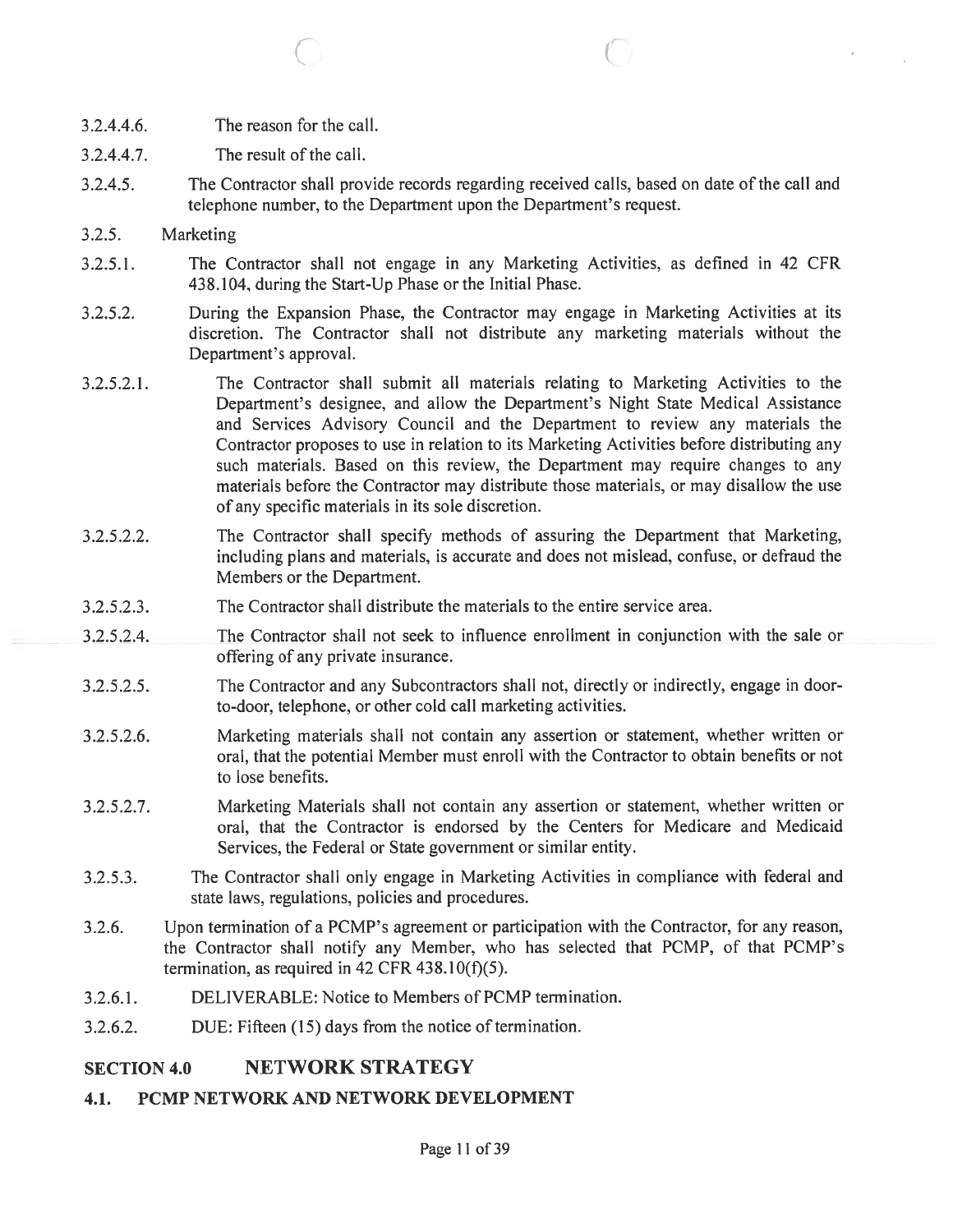3.2.4.4.6. The reason for the call.

3.2.4.4.7. The result of the call.

3.2.4.5. The Contractor shall provide records regarding received calls, based on date of the call and telephone number, to the Department upon the Department's request.

3.2.5. Marketing

3.2.5.1. The Contractor shall not engage in any Marketing Activities, as defined in 42 CFR 438.104, during the Start-Up Phase or the Initial Phase.

3.2.5.2. During the Expansion Phase, the Contractor may engage in Marketing Activities at its discretion. The Contractor shall not distribute any marketing materials without the Department's approval.

3.2.5.2.1. The Contractor shall submit all materials relating to Marketing Activities to the Department's designee, and allow the Department's Night State Medical Assistance and Services Advisory Council and the Department to review any materials the Contractor proposes to use in relation to its Marketing Activities before distributing any such materials. Based on this review, the Department may require changes to any materials before the Contractor may distribute those materials, or may disallow the use of any specific materials in its sole discretion.

3.2.5.2.2. The Contractor shall specify methods of assuring the Department that Marketing, including plans and materials, is accurate and does not mislead, confuse, or defraud the Members or the Department.

3.2.5.2.3. The Contractor shall distribute the materials to the entire service area.

3.2.5.2.4. The Contractor shall not seek to influence enrollment in conjunction with the sale or offering of any private insurance.

3.2.5.2.5. The Contractor and any Subcontractors shall not, directly or indirectly, engage in door-to-door, telephone, or other cold call marketing activities.

3.2.5.2.6. Marketing materials shall not contain any assertion or statement, whether written or oral, that the potential Member must enroll with the Contractor to obtain benefits or not to lose benefits.

3.2.5.2.7. Marketing Materials shall not contain any assertion or statement, whether written or oral, that the Contractor is endorsed by the Centers for Medicare and Medicaid Services, the Federal or State government or similar entity.

3.2.5.3. The Contractor shall only engage in Marketing Activities in compliance with federal and state laws, regulations, policies and procedures.

3.2.6. Upon termination of a PCMP's agreement or participation with the Contractor, for any reason, the Contractor shall notify any Member, who has selected that PCMP, of that PCMP's termination, as required in 42 CFR 438.10(f)(5).

3.2.6.1. DELIVERABLE: Notice to Members of PCMP termination.

3.2.6.2. DUE: Fifteen (15) days from the notice of termination.

## SECTION 4.0 NETWORK STRATEGY

### 4.1. PCMP NETWORK AND NETWORK DEVELOPMENT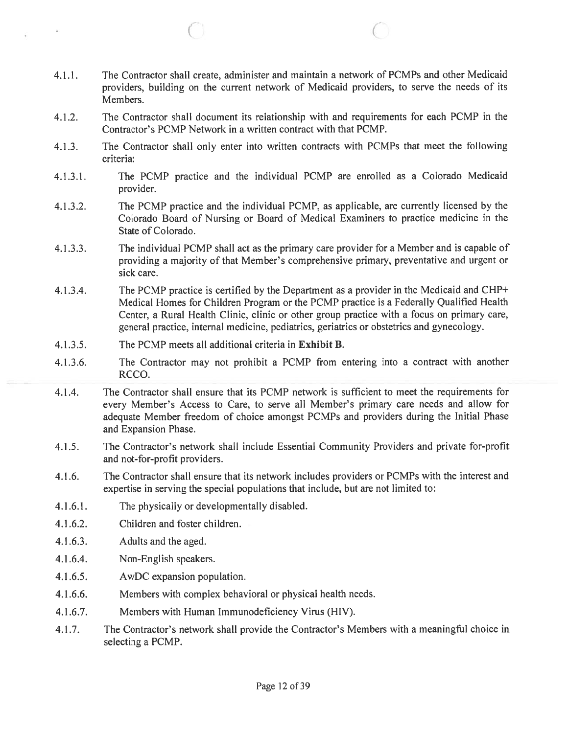4.1.1. The Contractor shall create, administer and maintain a network of PCMPs and other Medicaid providers, building on the current network of Medicaid providers, to serve the needs of its Members.

4.1.2. The Contractor shall document its relationship with and requirements for each PCMP in the Contractor's PCMP Network in a written contract with that PCMP.

4.1.3. The Contractor shall only enter into written contracts with PCMPs that meet the following criteria:

4.1.3.1. The PCMP practice and the individual PCMP are enrolled as a Colorado Medicaid provider.

4.1.3.2. The PCMP practice and the individual PCMP, as applicable, are currently licensed by the Colorado Board of Nursing or Board of Medical Examiners to practice medicine in the State of Colorado.

4.1.3.3. The individual PCMP shall act as the primary care provider for a Member and is capable of providing a majority of that Member's comprehensive primary, preventative and urgent or sick care.

4.1.3.4. The PCMP practice is certified by the Department as a provider in the Medicaid and CHP+ Medical Homes for Children Program or the PCMP practice is a Federally Qualified Health Center, a Rural Health Clinic, clinic or other group practice with a focus on primary care, general practice, internal medicine, pediatrics, geriatrics or obstetrics and gynecology.

4.1.3.5. The PCMP meets all additional criteria in **Exhibit B**.

4.1.3.6. The Contractor may not prohibit a PCMP from entering into a contract with another RCCO.

4.1.4. The Contractor shall ensure that its PCMP network is sufficient to meet the requirements for every Member's Access to Care, to serve all Member's primary care needs and allow for adequate Member freedom of choice amongst PCMPs and providers during the Initial Phase and Expansion Phase.

4.1.5. The Contractor's network shall include Essential Community Providers and private for-profit and not-for-profit providers.

4.1.6. The Contractor shall ensure that its network includes providers or PCMPs with the interest and expertise in serving the special populations that include, but are not limited to:

4.1.6.1. The physically or developmentally disabled.

4.1.6.2. Children and foster children.

4.1.6.3. Adults and the aged.

4.1.6.4. Non-English speakers.

4.1.6.5. AwDC expansion population.

4.1.6.6. Members with complex behavioral or physical health needs.

4.1.6.7. Members with Human Immunodeficiency Virus (HIV).

4.1.7. The Contractor's network shall provide the Contractor's Members with a meaningful choice in selecting a PCMP.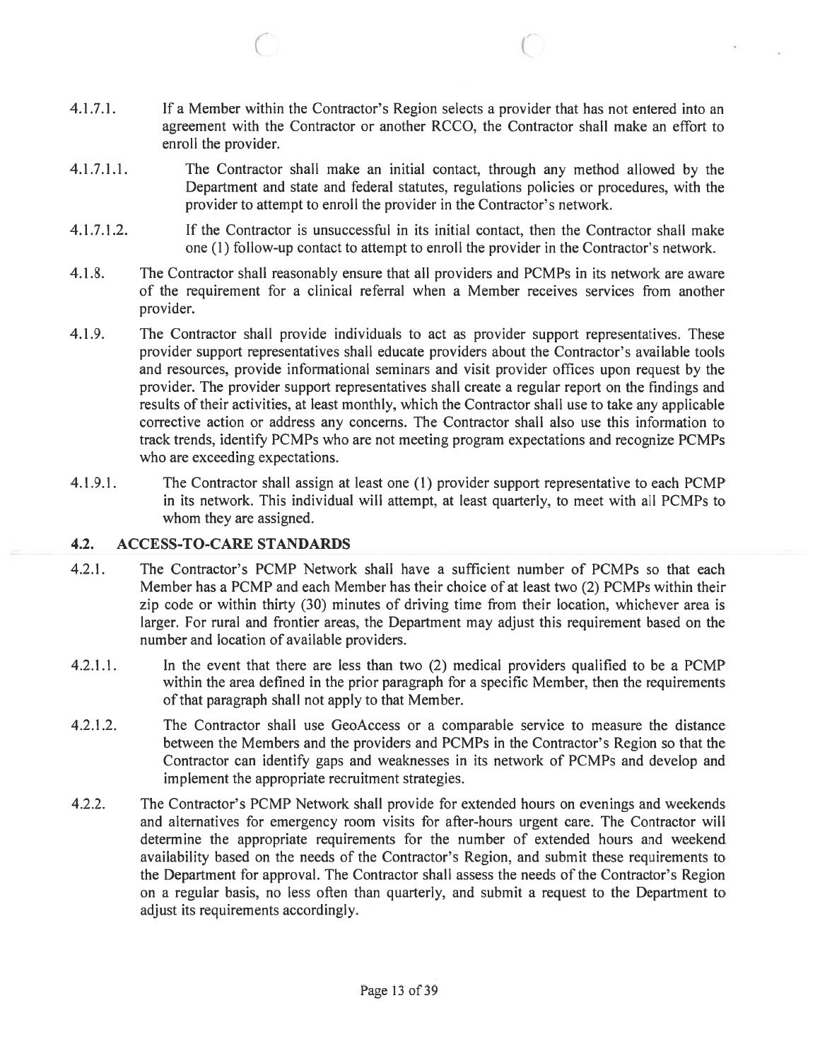4.1.7.1. If a Member within the Contractor's Region selects a provider that has not entered into an agreement with the Contractor or another RCCO, the Contractor shall make an effort to enroll the provider.

4.1.7.1.1. The Contractor shall make an initial contact, through any method allowed by the Department and state and federal statutes, regulations policies or procedures, with the provider to attempt to enroll the provider in the Contractor's network.

4.1.7.1.2. If the Contractor is unsuccessful in its initial contact, then the Contractor shall make one (1) follow-up contact to attempt to enroll the provider in the Contractor's network.

4.1.8. The Contractor shall reasonably ensure that all providers and PCMPs in its network are aware of the requirement for a clinical referral when a Member receives services from another provider.

4.1.9. The Contractor shall provide individuals to act as provider support representatives. These provider support representatives shall educate providers about the Contractor's available tools and resources, provide informational seminars and visit provider offices upon request by the provider. The provider support representatives shall create a regular report on the findings and results of their activities, at least monthly, which the Contractor shall use to take any applicable corrective action or address any concerns. The Contractor shall also use this information to track trends, identify PCMPs who are not meeting program expectations and recognize PCMPs who are exceeding expectations.

4.1.9.1. The Contractor shall assign at least one (1) provider support representative to each PCMP in its network. This individual will attempt, at least quarterly, to meet with all PCMPs to whom they are assigned.

## 4.2. ACCESS-TO-CARE STANDARDS

4.2.1. The Contractor's PCMP Network shall have a sufficient number of PCMPs so that each Member has a PCMP and each Member has their choice of at least two (2) PCMPs within their zip code or within thirty (30) minutes of driving time from their location, whichever area is larger. For rural and frontier areas, the Department may adjust this requirement based on the number and location of available providers.

4.2.1.1. In the event that there are less than two (2) medical providers qualified to be a PCMP within the area defined in the prior paragraph for a specific Member, then the requirements of that paragraph shall not apply to that Member.

4.2.1.2. The Contractor shall use GeoAccess or a comparable service to measure the distance between the Members and the providers and PCMPs in the Contractor's Region so that the Contractor can identify gaps and weaknesses in its network of PCMPs and develop and implement the appropriate recruitment strategies.

4.2.2. The Contractor's PCMP Network shall provide for extended hours on evenings and weekends and alternatives for emergency room visits for after-hours urgent care. The Contractor will determine the appropriate requirements for the number of extended hours and weekend availability based on the needs of the Contractor's Region, and submit these requirements to the Department for approval. The Contractor shall assess the needs of the Contractor's Region on a regular basis, no less often than quarterly, and submit a request to the Department to adjust its requirements accordingly.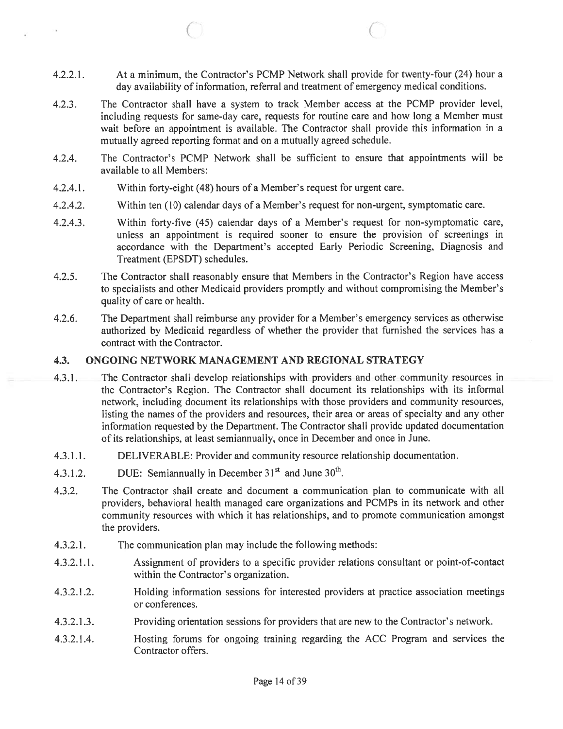4.2.2.1. At a minimum, the Contractor's PCMP Network shall provide for twenty-four (24) hour a day availability of information, referral and treatment of emergency medical conditions.

4.2.3. The Contractor shall have a system to track Member access at the PCMP provider level, including requests for same-day care, requests for routine care and how long a Member must wait before an appointment is available. The Contractor shall provide this information in a mutually agreed reporting format and on a mutually agreed schedule.

4.2.4. The Contractor's PCMP Network shall be sufficient to ensure that appointments will be available to all Members:

4.2.4.1. Within forty-eight (48) hours of a Member's request for urgent care.

4.2.4.2. Within ten (10) calendar days of a Member's request for non-urgent, symptomatic care.

4.2.4.3. Within forty-five (45) calendar days of a Member's request for non-symptomatic care, unless an appointment is required sooner to ensure the provision of screenings in accordance with the Department's accepted Early Periodic Screening, Diagnosis and Treatment (EPSDT) schedules.

4.2.5. The Contractor shall reasonably ensure that Members in the Contractor's Region have access to specialists and other Medicaid providers promptly and without compromising the Member's quality of care or health.

4.2.6. The Department shall reimburse any provider for a Member's emergency services as otherwise authorized by Medicaid regardless of whether the provider that furnished the services has a contract with the Contractor.

## 4.3. ONGOING NETWORK MANAGEMENT AND REGIONAL STRATEGY

4.3.1. The Contractor shall develop relationships with providers and other community resources in the Contractor's Region. The Contractor shall document its relationships with its informal network, including document its relationships with those providers and community resources, listing the names of the providers and resources, their area or areas of specialty and any other information requested by the Department. The Contractor shall provide updated documentation of its relationships, at least semiannually, once in December and once in June.

4.3.1.1. DELIVERABLE: Provider and community resource relationship documentation.

4.3.1.2. DUE: Semiannually in December 31st and June 30th.

4.3.2. The Contractor shall create and document a communication plan to communicate with all providers, behavioral health managed care organizations and PCMPs in its network and other community resources with which it has relationships, and to promote communication amongst the providers.

4.3.2.1. The communication plan may include the following methods:

4.3.2.1.1. Assignment of providers to a specific provider relations consultant or point-of-contact within the Contractor's organization.

4.3.2.1.2. Holding information sessions for interested providers at practice association meetings or conferences.

4.3.2.1.3. Providing orientation sessions for providers that are new to the Contractor's network.

4.3.2.1.4. Hosting forums for ongoing training regarding the ACC Program and services the Contractor offers.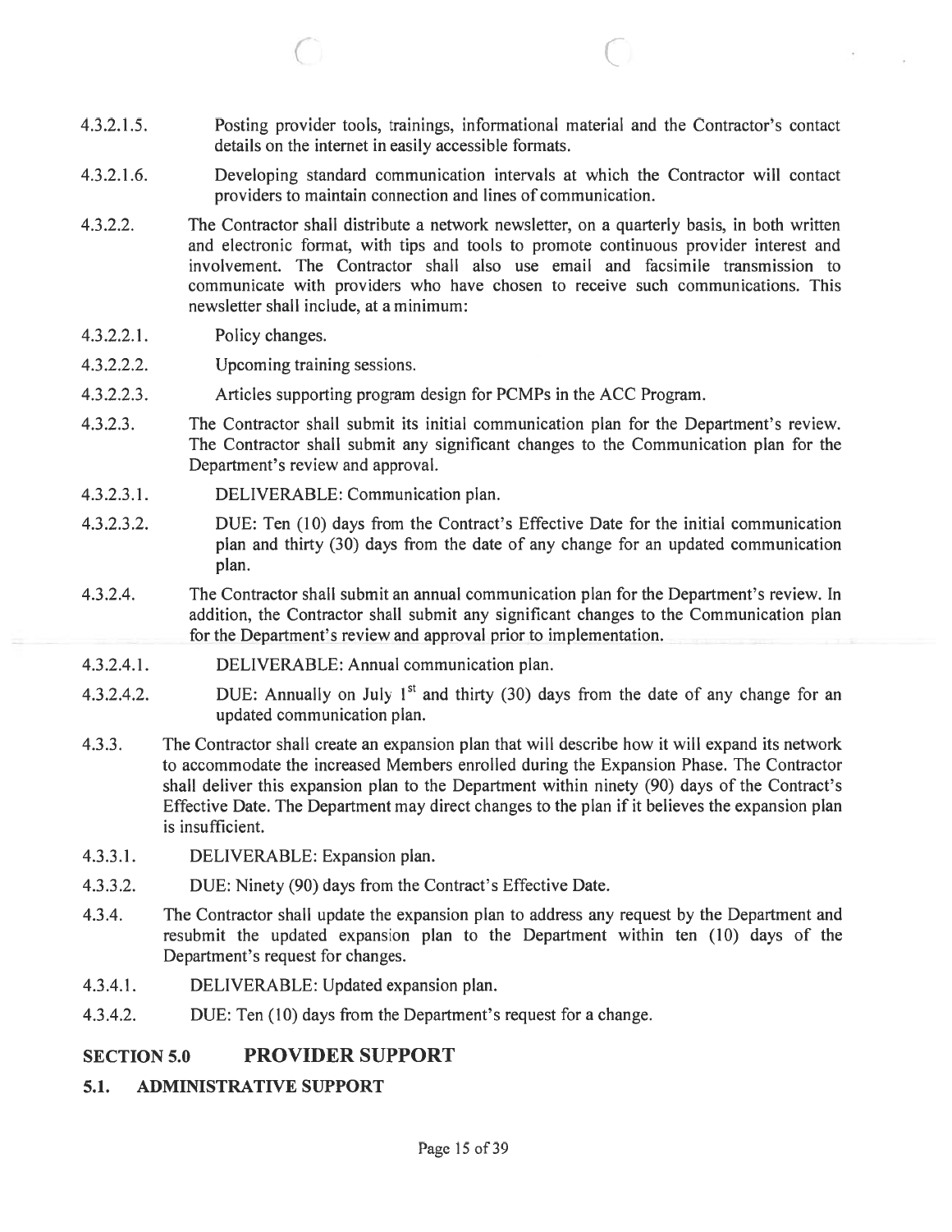4.3.2.1.5. Posting provider tools, trainings, informational material and the Contractor's contact details on the internet in easily accessible formats.

4.3.2.1.6. Developing standard communication intervals at which the Contractor will contact providers to maintain connection and lines of communication.

4.3.2.2. The Contractor shall distribute a network newsletter, on a quarterly basis, in both written and electronic format, with tips and tools to promote continuous provider interest and involvement. The Contractor shall also use email and facsimile transmission to communicate with providers who have chosen to receive such communications. This newsletter shall include, at a minimum:

4.3.2.2.1. Policy changes.

4.3.2.2.2. Upcoming training sessions.

4.3.2.2.3. Articles supporting program design for PCMPs in the ACC Program.

4.3.2.3. The Contractor shall submit its initial communication plan for the Department's review. The Contractor shall submit any significant changes to the Communication plan for the Department's review and approval.

4.3.2.3.1. DELIVERABLE: Communication plan.

4.3.2.3.2. DUE: Ten (10) days from the Contract's Effective Date for the initial communication plan and thirty (30) days from the date of any change for an updated communication plan.

4.3.2.4. The Contractor shall submit an annual communication plan for the Department's review. In addition, the Contractor shall submit any significant changes to the Communication plan for the Department's review and approval prior to implementation.

4.3.2.4.1. DELIVERABLE: Annual communication plan.

4.3.2.4.2. DUE: Annually on July 1st and thirty (30) days from the date of any change for an updated communication plan.

4.3.3. The Contractor shall create an expansion plan that will describe how it will expand its network to accommodate the increased Members enrolled during the Expansion Phase. The Contractor shall deliver this expansion plan to the Department within ninety (90) days of the Contract's Effective Date. The Department may direct changes to the plan if it believes the expansion plan is insufficient.

4.3.3.1. DELIVERABLE: Expansion plan.

4.3.3.2. DUE: Ninety (90) days from the Contract's Effective Date.

4.3.4. The Contractor shall update the expansion plan to address any request by the Department and resubmit the updated expansion plan to the Department within ten (10) days of the Department's request for changes.

4.3.4.1. DELIVERABLE: Updated expansion plan.

4.3.4.2. DUE: Ten (10) days from the Department's request for a change.

## SECTION 5.0 PROVIDER SUPPORT

### 5.1. ADMINISTRATIVE SUPPORT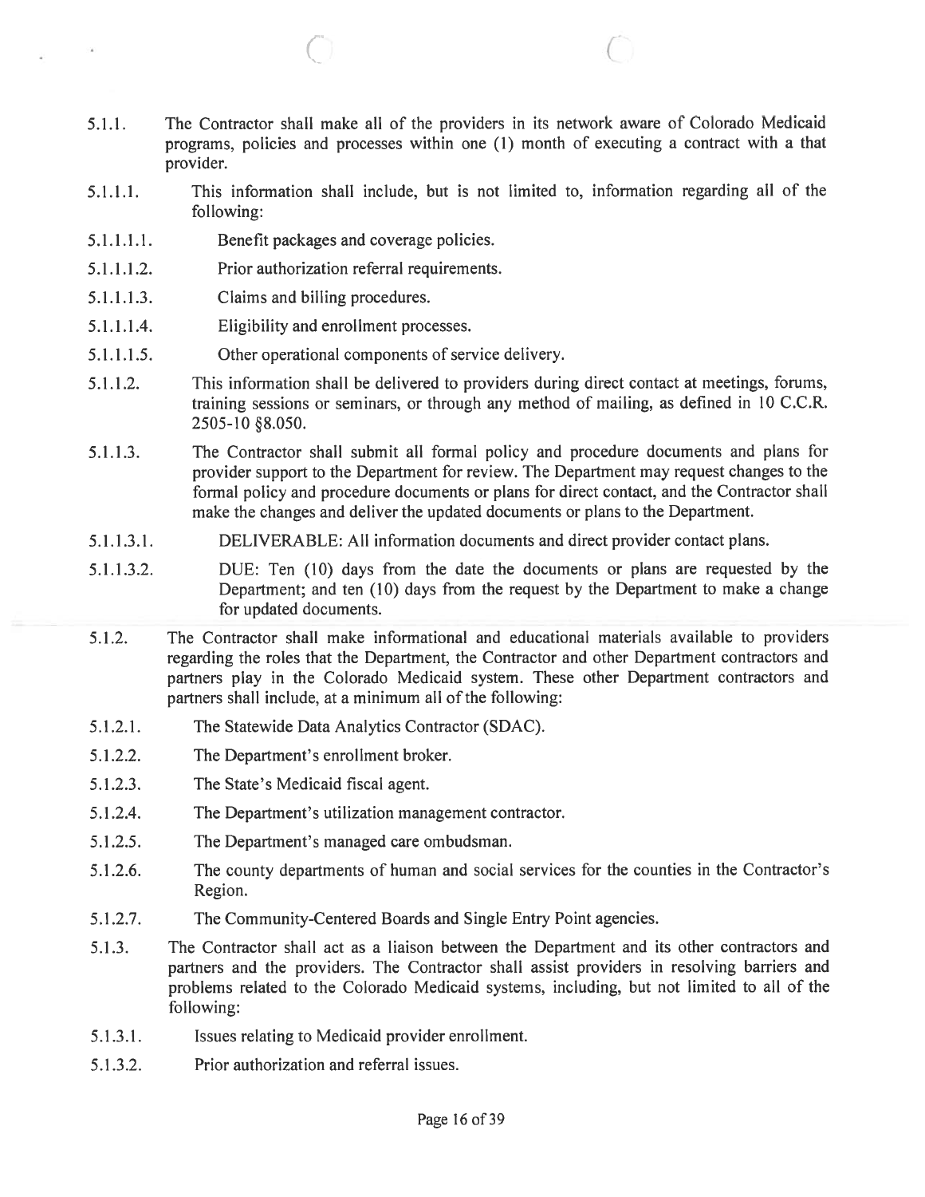5.1.1. The Contractor shall make all of the providers in its network aware of Colorado Medicaid programs, policies and processes within one (1) month of executing a contract with a that provider.

5.1.1.1. This information shall include, but is not limited to, information regarding all of the following:

5.1.1.1.1. Benefit packages and coverage policies.

5.1.1.1.2. Prior authorization referral requirements.

5.1.1.1.3. Claims and billing procedures.

5.1.1.1.4. Eligibility and enrollment processes.

5.1.1.1.5. Other operational components of service delivery.

5.1.1.2. This information shall be delivered to providers during direct contact at meetings, forums, training sessions or seminars, or through any method of mailing, as defined in 10 C.C.R. 2505-10 §8.050.

5.1.1.3. The Contractor shall submit all formal policy and procedure documents and plans for provider support to the Department for review. The Department may request changes to the formal policy and procedure documents or plans for direct contact, and the Contractor shall make the changes and deliver the updated documents or plans to the Department.

5.1.1.3.1. DELIVERABLE: All information documents and direct provider contact plans.

5.1.1.3.2. DUE: Ten (10) days from the date the documents or plans are requested by the Department; and ten (10) days from the request by the Department to make a change for updated documents.

5.1.2. The Contractor shall make informational and educational materials available to providers regarding the roles that the Department, the Contractor and other Department contractors and partners play in the Colorado Medicaid system. These other Department contractors and partners shall include, at a minimum all of the following:

5.1.2.1. The Statewide Data Analytics Contractor (SDAC).

5.1.2.2. The Department's enrollment broker.

5.1.2.3. The State's Medicaid fiscal agent.

5.1.2.4. The Department's utilization management contractor.

5.1.2.5. The Department's managed care ombudsman.

5.1.2.6. The county departments of human and social services for the counties in the Contractor's Region.

5.1.2.7. The Community-Centered Boards and Single Entry Point agencies.

5.1.3. The Contractor shall act as a liaison between the Department and its other contractors and partners and the providers. The Contractor shall assist providers in resolving barriers and problems related to the Colorado Medicaid systems, including, but not limited to all of the following:

5.1.3.1. Issues relating to Medicaid provider enrollment.

5.1.3.2. Prior authorization and referral issues.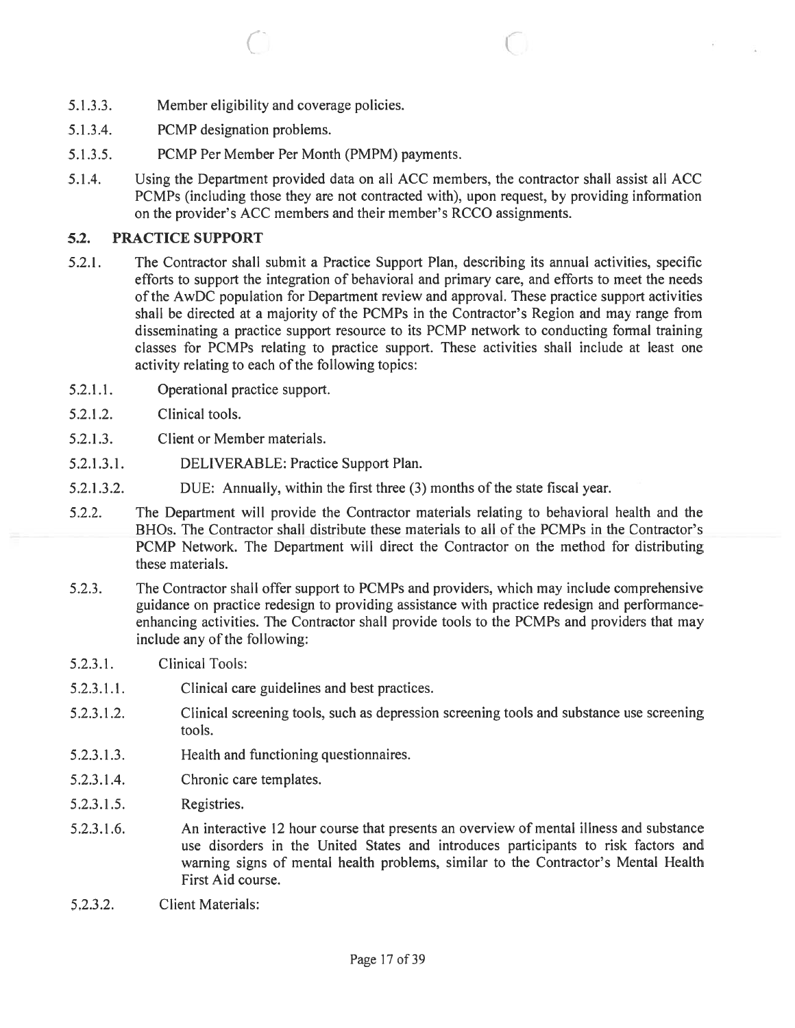5.1.3.3. Member eligibility and coverage policies.

5.1.3.4. PCMP designation problems.

5.1.3.5. PCMP Per Member Per Month (PMPM) payments.

5.1.4. Using the Department provided data on all ACC members, the contractor shall assist all ACC PCMPs (including those they are not contracted with), upon request, by providing information on the provider's ACC members and their member's RCCO assignments.

## 5.2. PRACTICE SUPPORT

5.2.1. The Contractor shall submit a Practice Support Plan, describing its annual activities, specific efforts to support the integration of behavioral and primary care, and efforts to meet the needs of the AwDC population for Department review and approval. These practice support activities shall be directed at a majority of the PCMPs in the Contractor's Region and may range from disseminating a practice support resource to its PCMP network to conducting formal training classes for PCMPs relating to practice support. These activities shall include at least one activity relating to each of the following topics:

5.2.1.1. Operational practice support.

5.2.1.2. Clinical tools.

5.2.1.3. Client or Member materials.

5.2.1.3.1. DELIVERABLE: Practice Support Plan.

5.2.1.3.2. DUE: Annually, within the first three (3) months of the state fiscal year.

5.2.2. The Department will provide the Contractor materials relating to behavioral health and the BHOs. The Contractor shall distribute these materials to all of the PCMPs in the Contractor's PCMP Network. The Department will direct the Contractor on the method for distributing these materials.

5.2.3. The Contractor shall offer support to PCMPs and providers, which may include comprehensive guidance on practice redesign to providing assistance with practice redesign and performance-enhancing activities. The Contractor shall provide tools to the PCMPs and providers that may include any of the following:

5.2.3.1. Clinical Tools:

5.2.3.1.1. Clinical care guidelines and best practices.

5.2.3.1.2. Clinical screening tools, such as depression screening tools and substance use screening tools.

5.2.3.1.3. Health and functioning questionnaires.

5.2.3.1.4. Chronic care templates.

5.2.3.1.5. Registries.

5.2.3.1.6. An interactive 12 hour course that presents an overview of mental illness and substance use disorders in the United States and introduces participants to risk factors and warning signs of mental health problems, similar to the Contractor's Mental Health First Aid course.

5.2.3.2. Client Materials: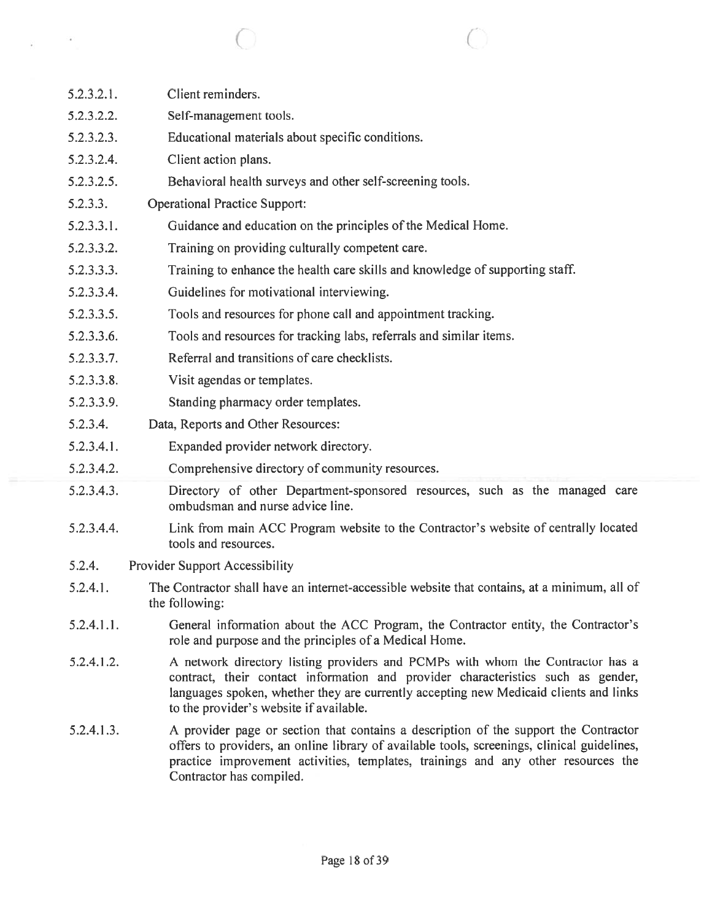5.2.3.2.1. Client reminders.

5.2.3.2.2. Self-management tools.

5.2.3.2.3. Educational materials about specific conditions.

5.2.3.2.4. Client action plans.

5.2.3.2.5. Behavioral health surveys and other self-screening tools.

5.2.3.3. Operational Practice Support:

5.2.3.3.1. Guidance and education on the principles of the Medical Home.

5.2.3.3.2. Training on providing culturally competent care.

5.2.3.3.3. Training to enhance the health care skills and knowledge of supporting staff.

5.2.3.3.4. Guidelines for motivational interviewing.

5.2.3.3.5. Tools and resources for phone call and appointment tracking.

5.2.3.3.6. Tools and resources for tracking labs, referrals and similar items.

5.2.3.3.7. Referral and transitions of care checklists.

5.2.3.3.8. Visit agendas or templates.

5.2.3.3.9. Standing pharmacy order templates.

5.2.3.4. Data, Reports and Other Resources:

5.2.3.4.1. Expanded provider network directory.

5.2.3.4.2. Comprehensive directory of community resources.

5.2.3.4.3. Directory of other Department-sponsored resources, such as the managed care ombudsman and nurse advice line.

5.2.3.4.4. Link from main ACC Program website to the Contractor's website of centrally located tools and resources.

5.2.4. Provider Support Accessibility

5.2.4.1. The Contractor shall have an internet-accessible website that contains, at a minimum, all of the following:

5.2.4.1.1. General information about the ACC Program, the Contractor entity, the Contractor's role and purpose and the principles of a Medical Home.

5.2.4.1.2. A network directory listing providers and PCMPs with whom the Contractor has a contract, their contact information and provider characteristics such as gender, languages spoken, whether they are currently accepting new Medicaid clients and links to the provider's website if available.

5.2.4.1.3. A provider page or section that contains a description of the support the Contractor offers to providers, an online library of available tools, screenings, clinical guidelines, practice improvement activities, templates, trainings and any other resources the Contractor has compiled.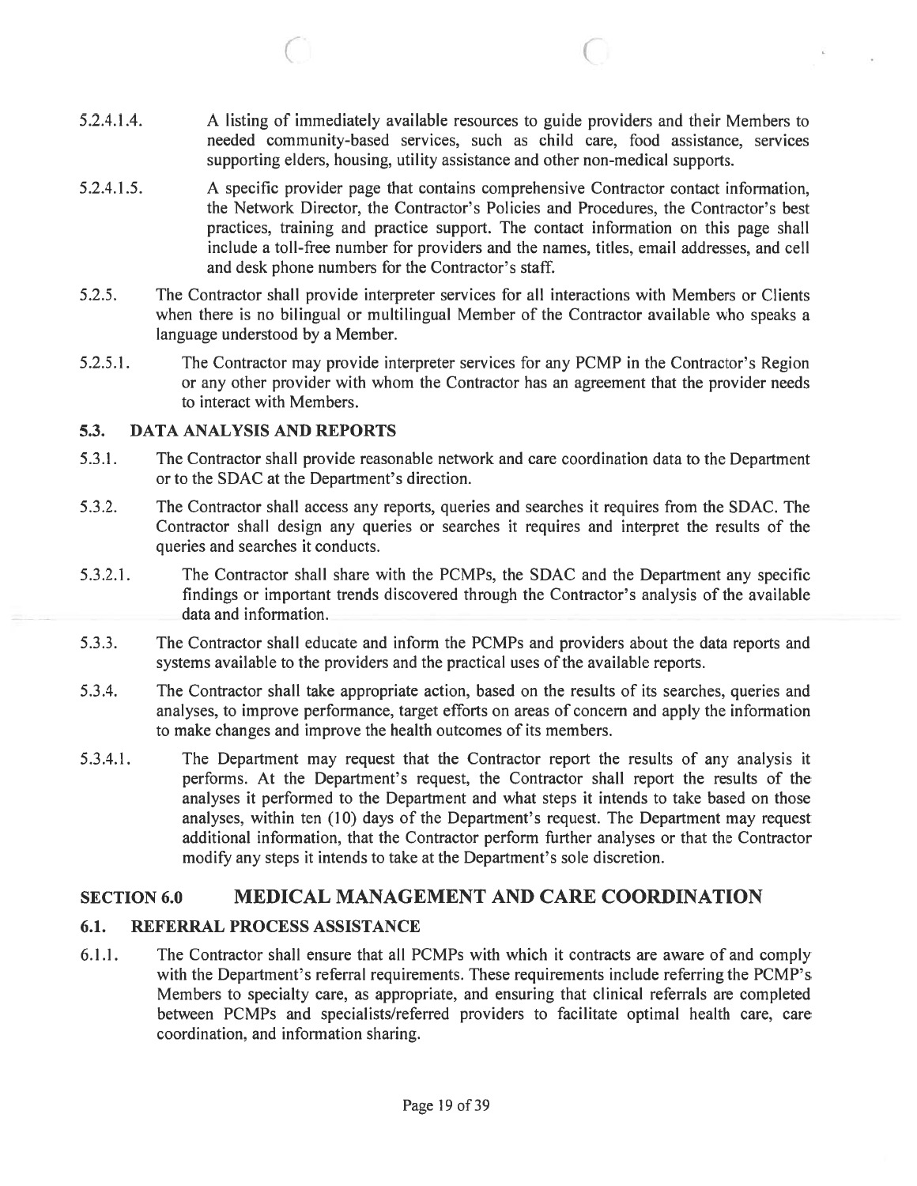5.2.4.1.4. A listing of immediately available resources to guide providers and their Members to needed community-based services, such as child care, food assistance, services supporting elders, housing, utility assistance and other non-medical supports.

5.2.4.1.5. A specific provider page that contains comprehensive Contractor contact information, the Network Director, the Contractor's Policies and Procedures, the Contractor's best practices, training and practice support. The contact information on this page shall include a toll-free number for providers and the names, titles, email addresses, and cell and desk phone numbers for the Contractor's staff.

5.2.5. The Contractor shall provide interpreter services for all interactions with Members or Clients when there is no bilingual or multilingual Member of the Contractor available who speaks a language understood by a Member.

5.2.5.1. The Contractor may provide interpreter services for any PCMP in the Contractor's Region or any other provider with whom the Contractor has an agreement that the provider needs to interact with Members.

### 5.3. DATA ANALYSIS AND REPORTS

5.3.1. The Contractor shall provide reasonable network and care coordination data to the Department or to the SDAC at the Department's direction.

5.3.2. The Contractor shall access any reports, queries and searches it requires from the SDAC. The Contractor shall design any queries or searches it requires and interpret the results of the queries and searches it conducts.

5.3.2.1. The Contractor shall share with the PCMPs, the SDAC and the Department any specific findings or important trends discovered through the Contractor's analysis of the available data and information.

5.3.3. The Contractor shall educate and inform the PCMPs and providers about the data reports and systems available to the providers and the practical uses of the available reports.

5.3.4. The Contractor shall take appropriate action, based on the results of its searches, queries and analyses, to improve performance, target efforts on areas of concern and apply the information to make changes and improve the health outcomes of its members.

5.3.4.1. The Department may request that the Contractor report the results of any analysis it performs. At the Department's request, the Contractor shall report the results of the analyses it performed to the Department and what steps it intends to take based on those analyses, within ten (10) days of the Department's request. The Department may request additional information, that the Contractor perform further analyses or that the Contractor modify any steps it intends to take at the Department's sole discretion.

## SECTION 6.0 MEDICAL MANAGEMENT AND CARE COORDINATION

### 6.1. REFERRAL PROCESS ASSISTANCE

6.1.1. The Contractor shall ensure that all PCMPs with which it contracts are aware of and comply with the Department's referral requirements. These requirements include referring the PCMP's Members to specialty care, as appropriate, and ensuring that clinical referrals are completed between PCMPs and specialists/referred providers to facilitate optimal health care, care coordination, and information sharing.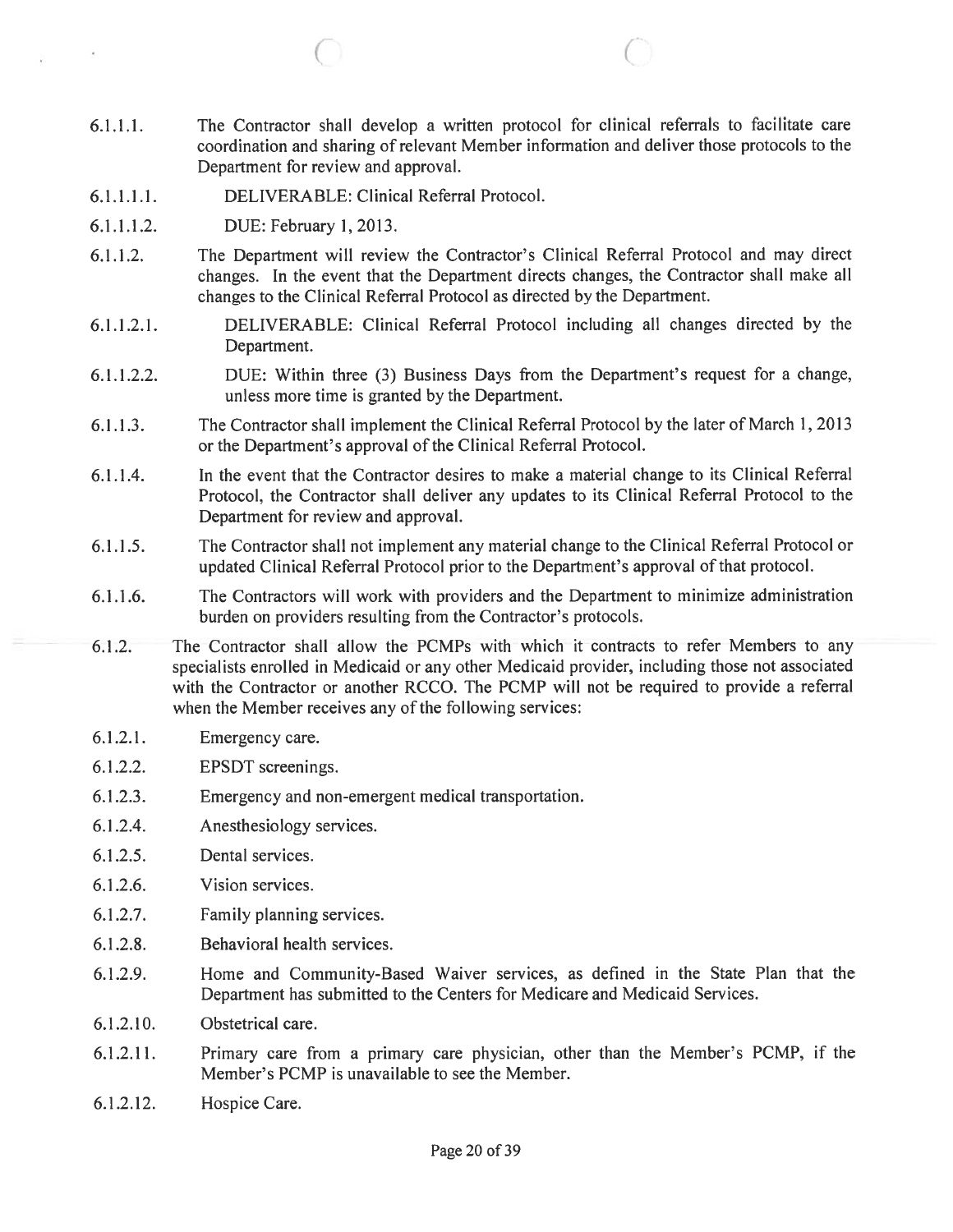6.1.1.1. The Contractor shall develop a written protocol for clinical referrals to facilitate care coordination and sharing of relevant Member information and deliver those protocols to the Department for review and approval.

6.1.1.1.1. DELIVERABLE: Clinical Referral Protocol.

6.1.1.1.2. DUE: February 1, 2013.

6.1.1.2. The Department will review the Contractor's Clinical Referral Protocol and may direct changes. In the event that the Department directs changes, the Contractor shall make all changes to the Clinical Referral Protocol as directed by the Department.

6.1.1.2.1. DELIVERABLE: Clinical Referral Protocol including all changes directed by the Department.

6.1.1.2.2. DUE: Within three (3) Business Days from the Department's request for a change, unless more time is granted by the Department.

6.1.1.3. The Contractor shall implement the Clinical Referral Protocol by the later of March 1, 2013 or the Department's approval of the Clinical Referral Protocol.

6.1.1.4. In the event that the Contractor desires to make a material change to its Clinical Referral Protocol, the Contractor shall deliver any updates to its Clinical Referral Protocol to the Department for review and approval.

6.1.1.5. The Contractor shall not implement any material change to the Clinical Referral Protocol or updated Clinical Referral Protocol prior to the Department's approval of that protocol.

6.1.1.6. The Contractors will work with providers and the Department to minimize administration burden on providers resulting from the Contractor's protocols.

6.1.2. The Contractor shall allow the PCMPs with which it contracts to refer Members to any specialists enrolled in Medicaid or any other Medicaid provider, including those not associated with the Contractor or another RCCO. The PCMP will not be required to provide a referral when the Member receives any of the following services:

6.1.2.1. Emergency care.

6.1.2.2. EPSDT screenings.

6.1.2.3. Emergency and non-emergent medical transportation.

6.1.2.4. Anesthesiology services.

6.1.2.5. Dental services.

6.1.2.6. Vision services.

6.1.2.7. Family planning services.

6.1.2.8. Behavioral health services.

6.1.2.9. Home and Community-Based Waiver services, as defined in the State Plan that the Department has submitted to the Centers for Medicare and Medicaid Services.

6.1.2.10. Obstetrical care.

6.1.2.11. Primary care from a primary care physician, other than the Member's PCMP, if the Member's PCMP is unavailable to see the Member.

6.1.2.12. Hospice Care.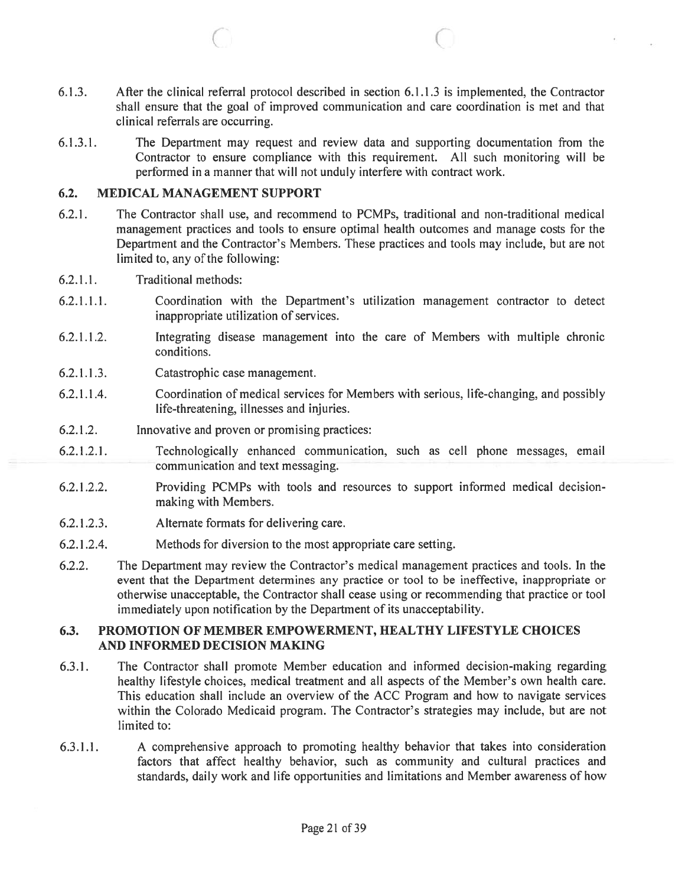6.1.3. After the clinical referral protocol described in section 6.1.1.3 is implemented, the Contractor shall ensure that the goal of improved communication and care coordination is met and that clinical referrals are occurring.

6.1.3.1. The Department may request and review data and supporting documentation from the Contractor to ensure compliance with this requirement. All such monitoring will be performed in a manner that will not unduly interfere with contract work.

## 6.2. MEDICAL MANAGEMENT SUPPORT

6.2.1. The Contractor shall use, and recommend to PCMPs, traditional and non-traditional medical management practices and tools to ensure optimal health outcomes and manage costs for the Department and the Contractor's Members. These practices and tools may include, but are not limited to, any of the following:

6.2.1.1. Traditional methods:

6.2.1.1.1. Coordination with the Department's utilization management contractor to detect inappropriate utilization of services.

6.2.1.1.2. Integrating disease management into the care of Members with multiple chronic conditions.

6.2.1.1.3. Catastrophic case management.

6.2.1.1.4. Coordination of medical services for Members with serious, life-changing, and possibly life-threatening, illnesses and injuries.

6.2.1.2. Innovative and proven or promising practices:

6.2.1.2.1. Technologically enhanced communication, such as cell phone messages, email communication and text messaging.

6.2.1.2.2. Providing PCMPs with tools and resources to support informed medical decision-making with Members.

6.2.1.2.3. Alternate formats for delivering care.

6.2.1.2.4. Methods for diversion to the most appropriate care setting.

6.2.2. The Department may review the Contractor's medical management practices and tools. In the event that the Department determines any practice or tool to be ineffective, inappropriate or otherwise unacceptable, the Contractor shall cease using or recommending that practice or tool immediately upon notification by the Department of its unacceptability.

## 6.3. PROMOTION OF MEMBER EMPOWERMENT, HEALTHY LIFESTYLE CHOICES AND INFORMED DECISION MAKING

6.3.1. The Contractor shall promote Member education and informed decision-making regarding healthy lifestyle choices, medical treatment and all aspects of the Member's own health care. This education shall include an overview of the ACC Program and how to navigate services within the Colorado Medicaid program. The Contractor's strategies may include, but are not limited to:

6.3.1.1. A comprehensive approach to promoting healthy behavior that takes into consideration factors that affect healthy behavior, such as community and cultural practices and standards, daily work and life opportunities and limitations and Member awareness of how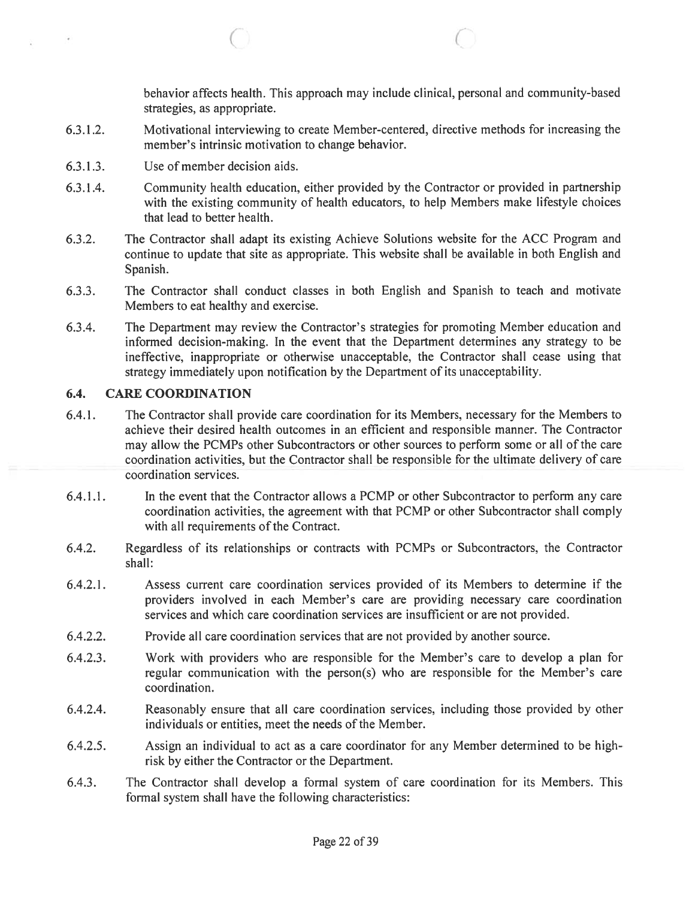behavior affects health. This approach may include clinical, personal and community-based strategies, as appropriate.

6.3.1.2. Motivational interviewing to create Member-centered, directive methods for increasing the member's intrinsic motivation to change behavior.

6.3.1.3. Use of member decision aids.

6.3.1.4. Community health education, either provided by the Contractor or provided in partnership with the existing community of health educators, to help Members make lifestyle choices that lead to better health.

6.3.2. The Contractor shall adapt its existing Achieve Solutions website for the ACC Program and continue to update that site as appropriate. This website shall be available in both English and Spanish.

6.3.3. The Contractor shall conduct classes in both English and Spanish to teach and motivate Members to eat healthy and exercise.

6.3.4. The Department may review the Contractor's strategies for promoting Member education and informed decision-making. In the event that the Department determines any strategy to be ineffective, inappropriate or otherwise unacceptable, the Contractor shall cease using that strategy immediately upon notification by the Department of its unacceptability.

### 6.4. CARE COORDINATION

6.4.1. The Contractor shall provide care coordination for its Members, necessary for the Members to achieve their desired health outcomes in an efficient and responsible manner. The Contractor may allow the PCMPs other Subcontractors or other sources to perform some or all of the care coordination activities, but the Contractor shall be responsible for the ultimate delivery of care coordination services.

6.4.1.1. In the event that the Contractor allows a PCMP or other Subcontractor to perform any care coordination activities, the agreement with that PCMP or other Subcontractor shall comply with all requirements of the Contract.

6.4.2. Regardless of its relationships or contracts with PCMPs or Subcontractors, the Contractor shall:

6.4.2.1. Assess current care coordination services provided of its Members to determine if the providers involved in each Member's care are providing necessary care coordination services and which care coordination services are insufficient or are not provided.

6.4.2.2. Provide all care coordination services that are not provided by another source.

6.4.2.3. Work with providers who are responsible for the Member's care to develop a plan for regular communication with the person(s) who are responsible for the Member's care coordination.

6.4.2.4. Reasonably ensure that all care coordination services, including those provided by other individuals or entities, meet the needs of the Member.

6.4.2.5. Assign an individual to act as a care coordinator for any Member determined to be high-risk by either the Contractor or the Department.

6.4.3. The Contractor shall develop a formal system of care coordination for its Members. This formal system shall have the following characteristics: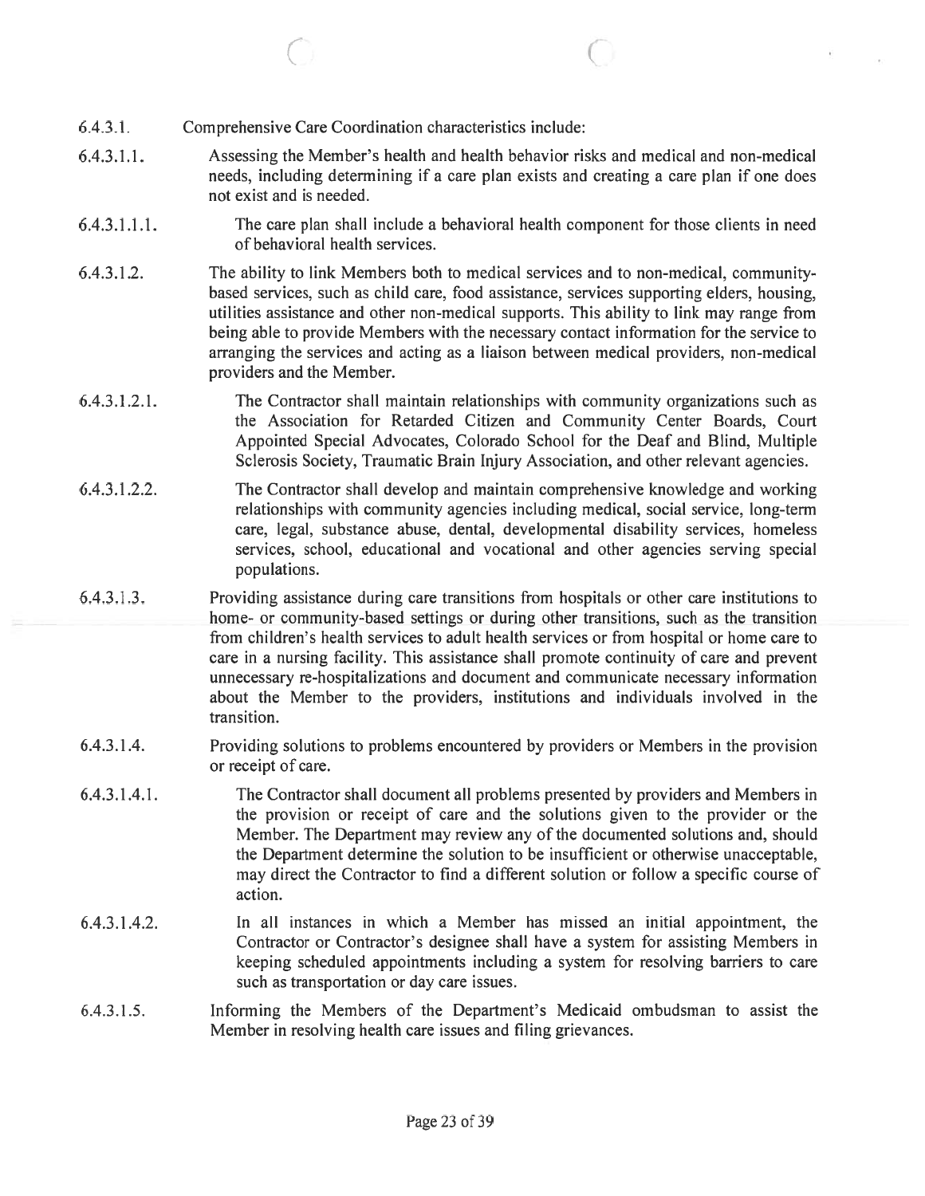6.4.3.1. Comprehensive Care Coordination characteristics include:

6.4.3.1.1. Assessing the Member's health and health behavior risks and medical and non-medical needs, including determining if a care plan exists and creating a care plan if one does not exist and is needed.

6.4.3.1.1.1. The care plan shall include a behavioral health component for those clients in need of behavioral health services.

6.4.3.1.2. The ability to link Members both to medical services and to non-medical, community-based services, such as child care, food assistance, services supporting elders, housing, utilities assistance and other non-medical supports. This ability to link may range from being able to provide Members with the necessary contact information for the service to arranging the services and acting as a liaison between medical providers, non-medical providers and the Member.

6.4.3.1.2.1. The Contractor shall maintain relationships with community organizations such as the Association for Retarded Citizen and Community Center Boards, Court Appointed Special Advocates, Colorado School for the Deaf and Blind, Multiple Sclerosis Society, Traumatic Brain Injury Association, and other relevant agencies.

6.4.3.1.2.2. The Contractor shall develop and maintain comprehensive knowledge and working relationships with community agencies including medical, social service, long-term care, legal, substance abuse, dental, developmental disability services, homeless services, school, educational and vocational and other agencies serving special populations.

6.4.3.1.3. Providing assistance during care transitions from hospitals or other care institutions to home- or community-based settings or during other transitions, such as the transition from children's health services to adult health services or from hospital or home care to care in a nursing facility. This assistance shall promote continuity of care and prevent unnecessary re-hospitalizations and document and communicate necessary information about the Member to the providers, institutions and individuals involved in the transition.

6.4.3.1.4. Providing solutions to problems encountered by providers or Members in the provision or receipt of care.

6.4.3.1.4.1. The Contractor shall document all problems presented by providers and Members in the provision or receipt of care and the solutions given to the provider or the Member. The Department may review any of the documented solutions and, should the Department determine the solution to be insufficient or otherwise unacceptable, may direct the Contractor to find a different solution or follow a specific course of action.

6.4.3.1.4.2. In all instances in which a Member has missed an initial appointment, the Contractor or Contractor's designee shall have a system for assisting Members in keeping scheduled appointments including a system for resolving barriers to care such as transportation or day care issues.

6.4.3.1.5. Informing the Members of the Department's Medicaid ombudsman to assist the Member in resolving health care issues and filing grievances.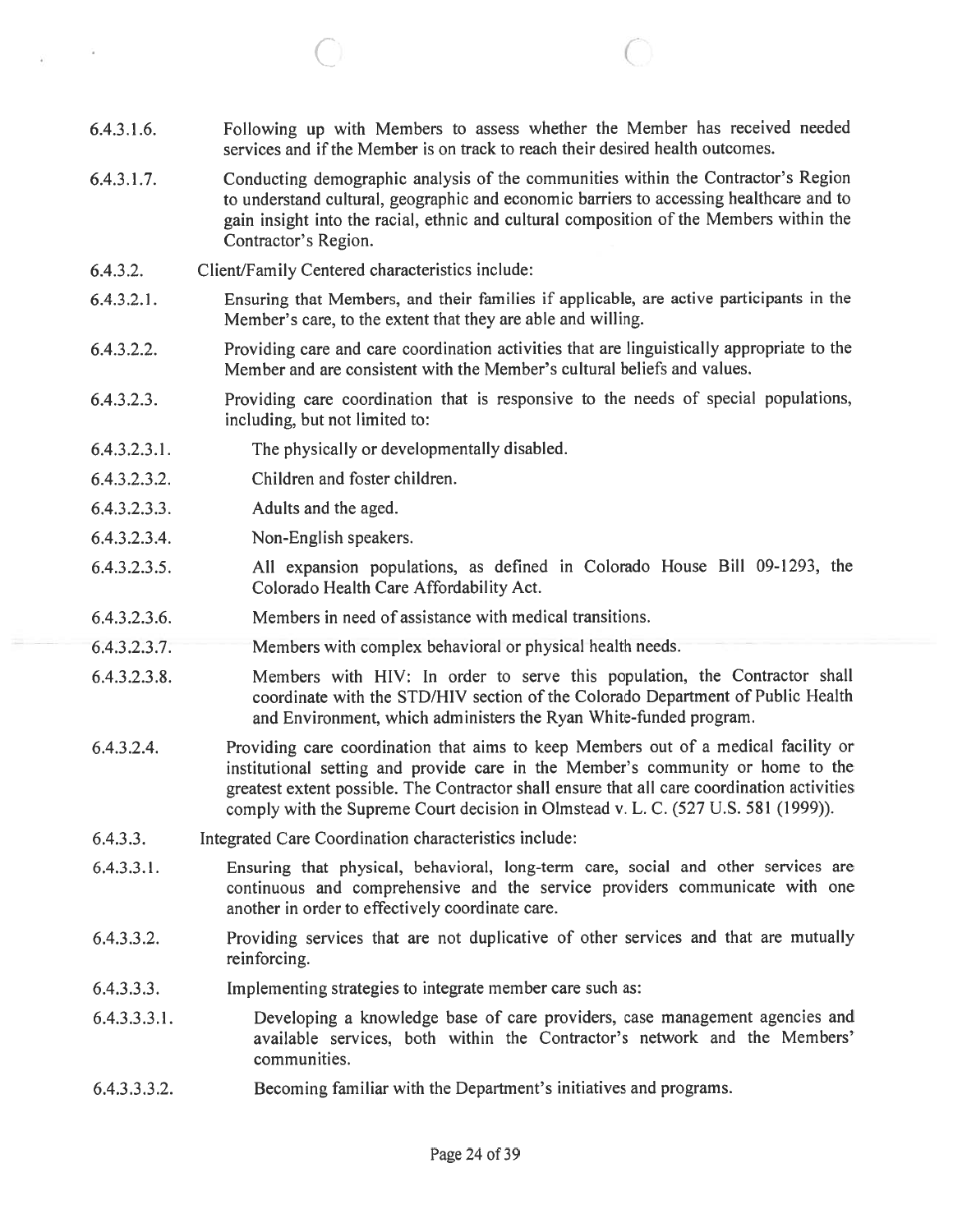6.4.3.1.6. Following up with Members to assess whether the Member has received needed services and if the Member is on track to reach their desired health outcomes.

6.4.3.1.7. Conducting demographic analysis of the communities within the Contractor's Region to understand cultural, geographic and economic barriers to accessing healthcare and to gain insight into the racial, ethnic and cultural composition of the Members within the Contractor's Region.

6.4.3.2. Client/Family Centered characteristics include:

6.4.3.2.1. Ensuring that Members, and their families if applicable, are active participants in the Member's care, to the extent that they are able and willing.

6.4.3.2.2. Providing care and care coordination activities that are linguistically appropriate to the Member and are consistent with the Member's cultural beliefs and values.

6.4.3.2.3. Providing care coordination that is responsive to the needs of special populations, including, but not limited to:

6.4.3.2.3.1. The physically or developmentally disabled.

6.4.3.2.3.2. Children and foster children.

6.4.3.2.3.3. Adults and the aged.

6.4.3.2.3.4. Non-English speakers.

6.4.3.2.3.5. All expansion populations, as defined in Colorado House Bill 09-1293, the Colorado Health Care Affordability Act.

6.4.3.2.3.6. Members in need of assistance with medical transitions.

6.4.3.2.3.7. Members with complex behavioral or physical health needs.

6.4.3.2.3.8. Members with HIV: In order to serve this population, the Contractor shall coordinate with the STD/HIV section of the Colorado Department of Public Health and Environment, which administers the Ryan White-funded program.

6.4.3.2.4. Providing care coordination that aims to keep Members out of a medical facility or institutional setting and provide care in the Member's community or home to the greatest extent possible. The Contractor shall ensure that all care coordination activities comply with the Supreme Court decision in Olmstead v. L. C. (527 U.S. 581 (1999)).

6.4.3.3. Integrated Care Coordination characteristics include:

6.4.3.3.1. Ensuring that physical, behavioral, long-term care, social and other services are continuous and comprehensive and the service providers communicate with one another in order to effectively coordinate care.

6.4.3.3.2. Providing services that are not duplicative of other services and that are mutually reinforcing.

6.4.3.3.3. Implementing strategies to integrate member care such as:

6.4.3.3.3.1. Developing a knowledge base of care providers, case management agencies and available services, both within the Contractor's network and the Members' communities.

6.4.3.3.3.2. Becoming familiar with the Department's initiatives and programs.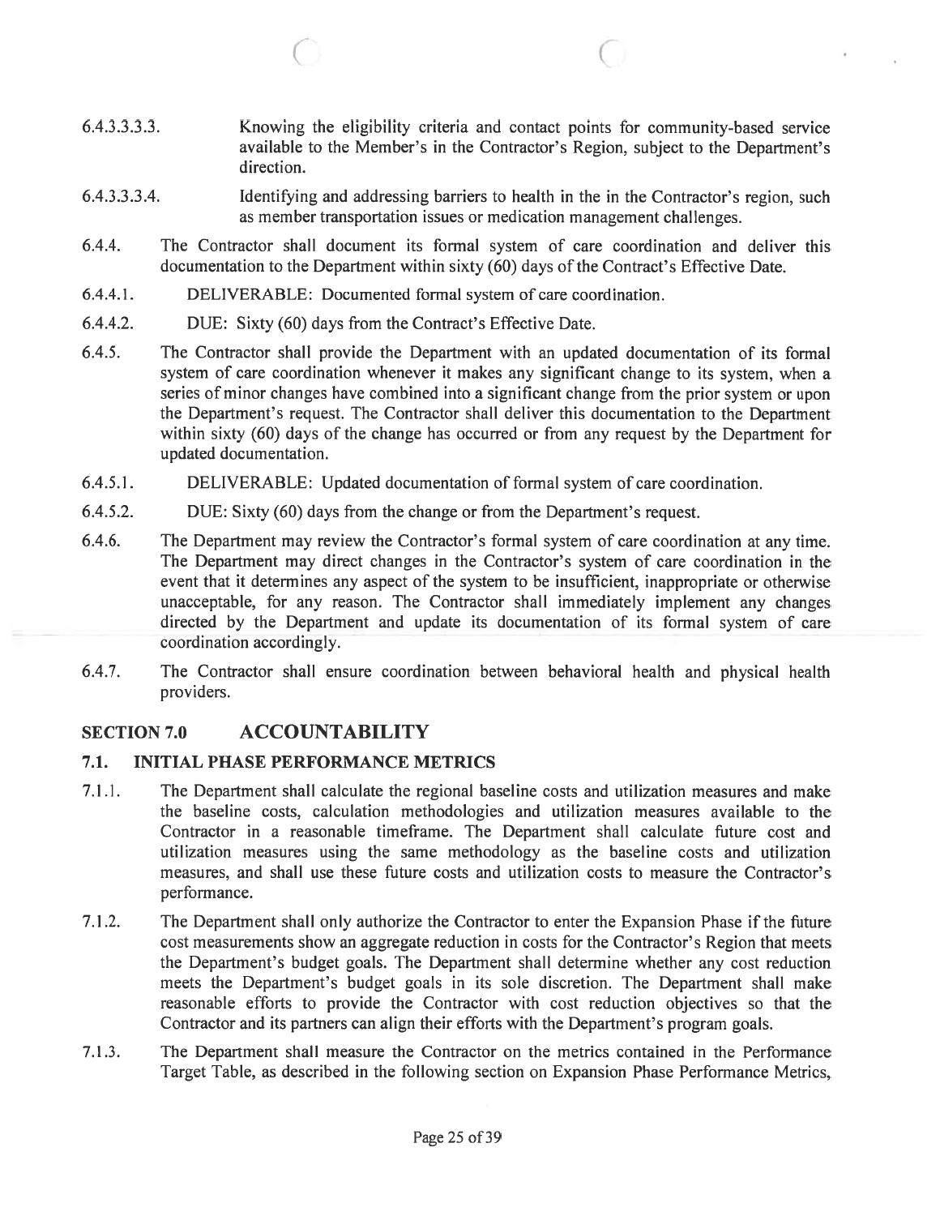6.4.3.3.3.3. Knowing the eligibility criteria and contact points for community-based service available to the Member's in the Contractor's Region, subject to the Department's direction.

6.4.3.3.3.4. Identifying and addressing barriers to health in the in the Contractor's region, such as member transportation issues or medication management challenges.

6.4.4. The Contractor shall document its formal system of care coordination and deliver this documentation to the Department within sixty (60) days of the Contract's Effective Date.

6.4.4.1. DELIVERABLE: Documented formal system of care coordination.

6.4.4.2. DUE: Sixty (60) days from the Contract's Effective Date.

6.4.5. The Contractor shall provide the Department with an updated documentation of its formal system of care coordination whenever it makes any significant change to its system, when a series of minor changes have combined into a significant change from the prior system or upon the Department's request. The Contractor shall deliver this documentation to the Department within sixty (60) days of the change has occurred or from any request by the Department for updated documentation.

6.4.5.1. DELIVERABLE: Updated documentation of formal system of care coordination.

6.4.5.2. DUE: Sixty (60) days from the change or from the Department's request.

6.4.6. The Department may review the Contractor's formal system of care coordination at any time. The Department may direct changes in the Contractor's system of care coordination in the event that it determines any aspect of the system to be insufficient, inappropriate or otherwise unacceptable, for any reason. The Contractor shall immediately implement any changes directed by the Department and update its documentation of its formal system of care coordination accordingly.

6.4.7. The Contractor shall ensure coordination between behavioral health and physical health providers.

## SECTION 7.0 ACCOUNTABILITY

### 7.1. INITIAL PHASE PERFORMANCE METRICS

7.1.1. The Department shall calculate the regional baseline costs and utilization measures and make the baseline costs, calculation methodologies and utilization measures available to the Contractor in a reasonable timeframe. The Department shall calculate future cost and utilization measures using the same methodology as the baseline costs and utilization measures, and shall use these future costs and utilization costs to measure the Contractor's performance.

7.1.2. The Department shall only authorize the Contractor to enter the Expansion Phase if the future cost measurements show an aggregate reduction in costs for the Contractor's Region that meets the Department's budget goals. The Department shall determine whether any cost reduction meets the Department's budget goals in its sole discretion. The Department shall make reasonable efforts to provide the Contractor with cost reduction objectives so that the Contractor and its partners can align their efforts with the Department's program goals.

7.1.3. The Department shall measure the Contractor on the metrics contained in the Performance Target Table, as described in the following section on Expansion Phase Performance Metrics,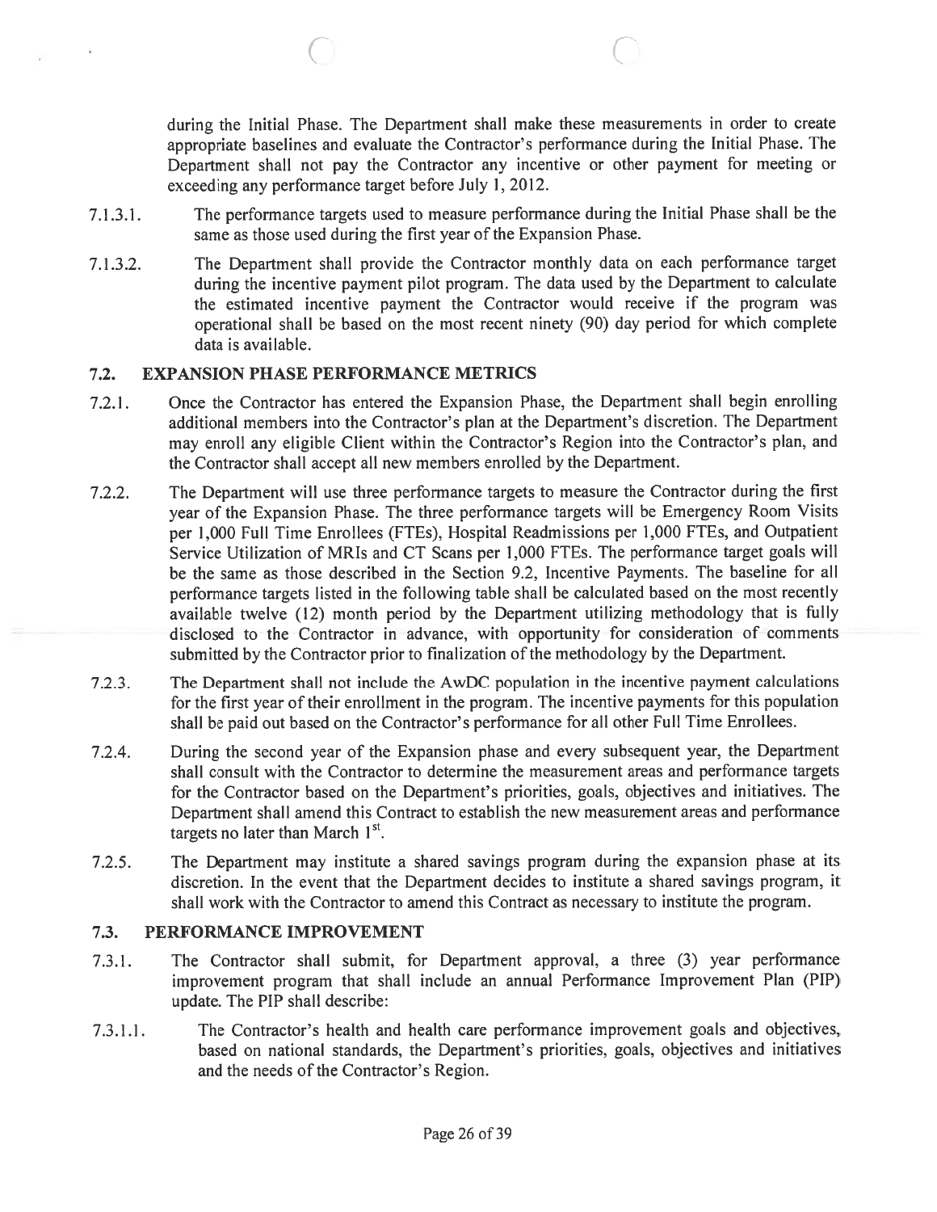during the Initial Phase. The Department shall make these measurements in order to create appropriate baselines and evaluate the Contractor's performance during the Initial Phase. The Department shall not pay the Contractor any incentive or other payment for meeting or exceeding any performance target before July 1, 2012.

7.1.3.1. The performance targets used to measure performance during the Initial Phase shall be the same as those used during the first year of the Expansion Phase.

7.1.3.2. The Department shall provide the Contractor monthly data on each performance target during the incentive payment pilot program. The data used by the Department to calculate the estimated incentive payment the Contractor would receive if the program was operational shall be based on the most recent ninety (90) day period for which complete data is available.

## 7.2. EXPANSION PHASE PERFORMANCE METRICS

7.2.1. Once the Contractor has entered the Expansion Phase, the Department shall begin enrolling additional members into the Contractor's plan at the Department's discretion. The Department may enroll any eligible Client within the Contractor's Region into the Contractor's plan, and the Contractor shall accept all new members enrolled by the Department.

7.2.2. The Department will use three performance targets to measure the Contractor during the first year of the Expansion Phase. The three performance targets will be Emergency Room Visits per 1,000 Full Time Enrollees (FTEs), Hospital Readmissions per 1,000 FTEs, and Outpatient Service Utilization of MRIs and CT Scans per 1,000 FTEs. The performance target goals will be the same as those described in the Section 9.2, Incentive Payments. The baseline for all performance targets listed in the following table shall be calculated based on the most recently available twelve (12) month period by the Department utilizing methodology that is fully disclosed to the Contractor in advance, with opportunity for consideration of comments submitted by the Contractor prior to finalization of the methodology by the Department.

7.2.3. The Department shall not include the AwDC population in the incentive payment calculations for the first year of their enrollment in the program. The incentive payments for this population shall be paid out based on the Contractor's performance for all other Full Time Enrollees.

7.2.4. During the second year of the Expansion phase and every subsequent year, the Department shall consult with the Contractor to determine the measurement areas and performance targets for the Contractor based on the Department's priorities, goals, objectives and initiatives. The Department shall amend this Contract to establish the new measurement areas and performance targets no later than March 1st.

7.2.5. The Department may institute a shared savings program during the expansion phase at its discretion. In the event that the Department decides to institute a shared savings program, it shall work with the Contractor to amend this Contract as necessary to institute the program.

## 7.3. PERFORMANCE IMPROVEMENT

7.3.1. The Contractor shall submit, for Department approval, a three (3) year performance improvement program that shall include an annual Performance Improvement Plan (PIP) update. The PIP shall describe:

7.3.1.1. The Contractor's health and health care performance improvement goals and objectives, based on national standards, the Department's priorities, goals, objectives and initiatives and the needs of the Contractor's Region.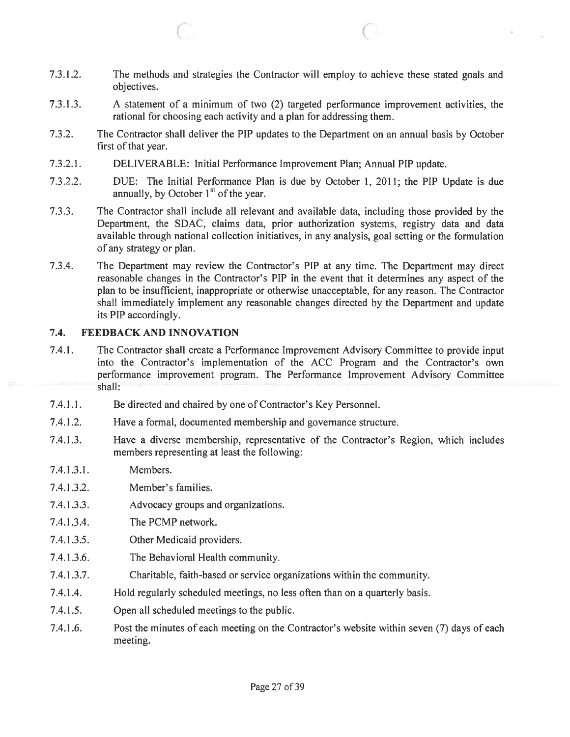7.3.1.2. The methods and strategies the Contractor will employ to achieve these stated goals and objectives.

7.3.1.3. A statement of a minimum of two (2) targeted performance improvement activities, the rational for choosing each activity and a plan for addressing them.

7.3.2. The Contractor shall deliver the PIP updates to the Department on an annual basis by October first of that year.

7.3.2.1. DELIVERABLE: Initial Performance Improvement Plan; Annual PIP update.

7.3.2.2. DUE: The Initial Performance Plan is due by October 1, 2011; the PIP Update is due annually, by October 1st of the year.

7.3.3. The Contractor shall include all relevant and available data, including those provided by the Department, the SDAC, claims data, prior authorization systems, registry data and data available through national collection initiatives, in any analysis, goal setting or the formulation of any strategy or plan.

7.3.4. The Department may review the Contractor's PIP at any time. The Department may direct reasonable changes in the Contractor's PIP in the event that it determines any aspect of the plan to be insufficient, inappropriate or otherwise unacceptable, for any reason. The Contractor shall immediately implement any reasonable changes directed by the Department and update its PIP accordingly.

### 7.4. FEEDBACK AND INNOVATION

7.4.1. The Contractor shall create a Performance Improvement Advisory Committee to provide input into the Contractor's implementation of the ACC Program and the Contractor's own performance improvement program. The Performance Improvement Advisory Committee shall:

7.4.1.1. Be directed and chaired by one of Contractor's Key Personnel.

7.4.1.2. Have a formal, documented membership and governance structure.

7.4.1.3. Have a diverse membership, representative of the Contractor's Region, which includes members representing at least the following:

7.4.1.3.1. Members.

7.4.1.3.2. Member's families.

7.4.1.3.3. Advocacy groups and organizations.

7.4.1.3.4. The PCMP network.

7.4.1.3.5. Other Medicaid providers.

7.4.1.3.6. The Behavioral Health community.

7.4.1.3.7. Charitable, faith-based or service organizations within the community.

7.4.1.4. Hold regularly scheduled meetings, no less often than on a quarterly basis.

7.4.1.5. Open all scheduled meetings to the public.

7.4.1.6. Post the minutes of each meeting on the Contractor's website within seven (7) days of each meeting.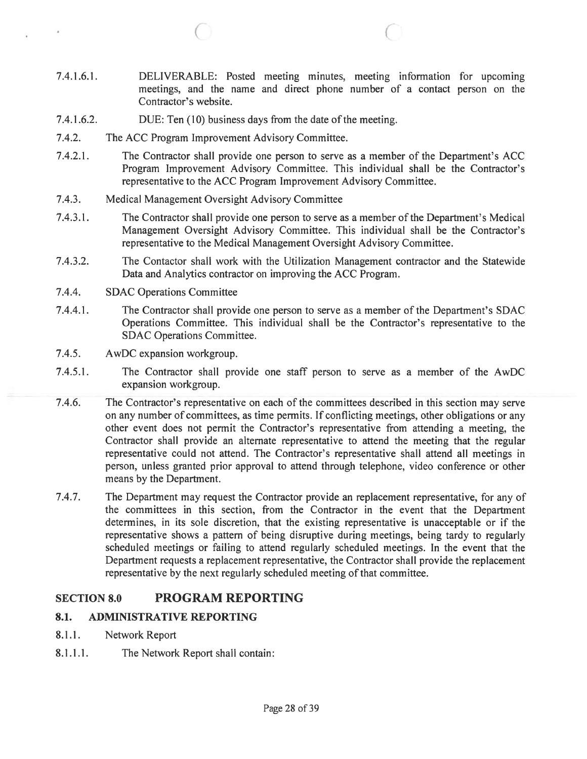7.4.1.6.1. DELIVERABLE: Posted meeting minutes, meeting information for upcoming meetings, and the name and direct phone number of a contact person on the Contractor's website.

7.4.1.6.2. DUE: Ten (10) business days from the date of the meeting.

7.4.2. The ACC Program Improvement Advisory Committee.

7.4.2.1. The Contractor shall provide one person to serve as a member of the Department's ACC Program Improvement Advisory Committee. This individual shall be the Contractor's representative to the ACC Program Improvement Advisory Committee.

7.4.3. Medical Management Oversight Advisory Committee

7.4.3.1. The Contractor shall provide one person to serve as a member of the Department's Medical Management Oversight Advisory Committee. This individual shall be the Contractor's representative to the Medical Management Oversight Advisory Committee.

7.4.3.2. The Contactor shall work with the Utilization Management contractor and the Statewide Data and Analytics contractor on improving the ACC Program.

7.4.4. SDAC Operations Committee

7.4.4.1. The Contractor shall provide one person to serve as a member of the Department's SDAC Operations Committee. This individual shall be the Contractor's representative to the SDAC Operations Committee.

7.4.5. AwDC expansion workgroup.

7.4.5.1. The Contractor shall provide one staff person to serve as a member of the AwDC expansion workgroup.

7.4.6. The Contractor's representative on each of the committees described in this section may serve on any number of committees, as time permits. If conflicting meetings, other obligations or any other event does not permit the Contractor's representative from attending a meeting, the Contractor shall provide an alternate representative to attend the meeting that the regular representative could not attend. The Contractor's representative shall attend all meetings in person, unless granted prior approval to attend through telephone, video conference or other means by the Department.

7.4.7. The Department may request the Contractor provide an replacement representative, for any of the committees in this section, from the Contractor in the event that the Department determines, in its sole discretion, that the existing representative is unacceptable or if the representative shows a pattern of being disruptive during meetings, being tardy to regularly scheduled meetings or failing to attend regularly scheduled meetings. In the event that the Department requests a replacement representative, the Contractor shall provide the replacement representative by the next regularly scheduled meeting of that committee.

## SECTION 8.0 PROGRAM REPORTING

### 8.1. ADMINISTRATIVE REPORTING

8.1.1. Network Report

8.1.1.1. The Network Report shall contain: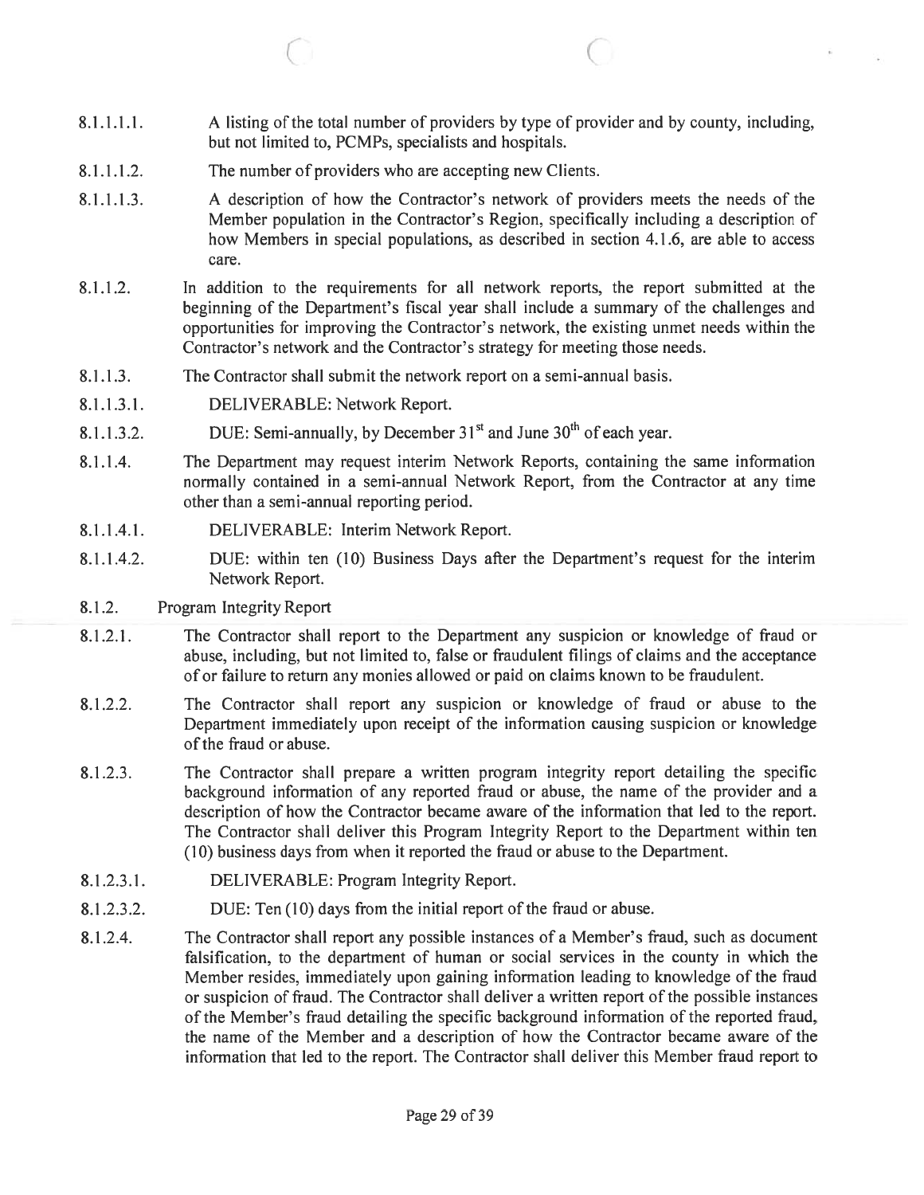8.1.1.1.1. A listing of the total number of providers by type of provider and by county, including, but not limited to, PCMPs, specialists and hospitals.

8.1.1.1.2. The number of providers who are accepting new Clients.

8.1.1.1.3. A description of how the Contractor's network of providers meets the needs of the Member population in the Contractor's Region, specifically including a description of how Members in special populations, as described in section 4.1.6, are able to access care.

8.1.1.2. In addition to the requirements for all network reports, the report submitted at the beginning of the Department's fiscal year shall include a summary of the challenges and opportunities for improving the Contractor's network, the existing unmet needs within the Contractor's network and the Contractor's strategy for meeting those needs.

8.1.1.3. The Contractor shall submit the network report on a semi-annual basis.

8.1.1.3.1. DELIVERABLE: Network Report.

8.1.1.3.2. DUE: Semi-annually, by December 31st and June 30th of each year.

8.1.1.4. The Department may request interim Network Reports, containing the same information normally contained in a semi-annual Network Report, from the Contractor at any time other than a semi-annual reporting period.

8.1.1.4.1. DELIVERABLE: Interim Network Report.

8.1.1.4.2. DUE: within ten (10) Business Days after the Department's request for the interim Network Report.

8.1.2. Program Integrity Report

8.1.2.1. The Contractor shall report to the Department any suspicion or knowledge of fraud or abuse, including, but not limited to, false or fraudulent filings of claims and the acceptance of or failure to return any monies allowed or paid on claims known to be fraudulent.

8.1.2.2. The Contractor shall report any suspicion or knowledge of fraud or abuse to the Department immediately upon receipt of the information causing suspicion or knowledge of the fraud or abuse.

8.1.2.3. The Contractor shall prepare a written program integrity report detailing the specific background information of any reported fraud or abuse, the name of the provider and a description of how the Contractor became aware of the information that led to the report. The Contractor shall deliver this Program Integrity Report to the Department within ten (10) business days from when it reported the fraud or abuse to the Department.

8.1.2.3.1. DELIVERABLE: Program Integrity Report.

8.1.2.3.2. DUE: Ten (10) days from the initial report of the fraud or abuse.

8.1.2.4. The Contractor shall report any possible instances of a Member's fraud, such as document falsification, to the department of human or social services in the county in which the Member resides, immediately upon gaining information leading to knowledge of the fraud or suspicion of fraud. The Contractor shall deliver a written report of the possible instances of the Member's fraud detailing the specific background information of the reported fraud, the name of the Member and a description of how the Contractor became aware of the information that led to the report. The Contractor shall deliver this Member fraud report to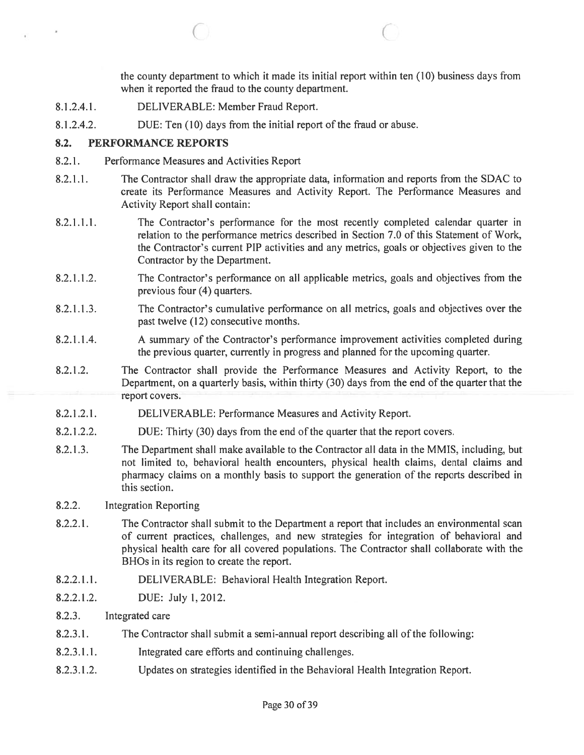the county department to which it made its initial report within ten (10) business days from when it reported the fraud to the county department.

8.1.2.4.1. DELIVERABLE: Member Fraud Report.

8.1.2.4.2. DUE: Ten (10) days from the initial report of the fraud or abuse.

## 8.2. PERFORMANCE REPORTS

8.2.1. Performance Measures and Activities Report

8.2.1.1. The Contractor shall draw the appropriate data, information and reports from the SDAC to create its Performance Measures and Activity Report. The Performance Measures and Activity Report shall contain:

8.2.1.1.1. The Contractor's performance for the most recently completed calendar quarter in relation to the performance metrics described in Section 7.0 of this Statement of Work, the Contractor's current PIP activities and any metrics, goals or objectives given to the Contractor by the Department.

8.2.1.1.2. The Contractor's performance on all applicable metrics, goals and objectives from the previous four (4) quarters.

8.2.1.1.3. The Contractor's cumulative performance on all metrics, goals and objectives over the past twelve (12) consecutive months.

8.2.1.1.4. A summary of the Contractor's performance improvement activities completed during the previous quarter, currently in progress and planned for the upcoming quarter.

8.2.1.2. The Contractor shall provide the Performance Measures and Activity Report, to the Department, on a quarterly basis, within thirty (30) days from the end of the quarter that the report covers.

8.2.1.2.1. DELIVERABLE: Performance Measures and Activity Report.

8.2.1.2.2. DUE: Thirty (30) days from the end of the quarter that the report covers.

8.2.1.3. The Department shall make available to the Contractor all data in the MMIS, including, but not limited to, behavioral health encounters, physical health claims, dental claims and pharmacy claims on a monthly basis to support the generation of the reports described in this section.

8.2.2. Integration Reporting

8.2.2.1. The Contractor shall submit to the Department a report that includes an environmental scan of current practices, challenges, and new strategies for integration of behavioral and physical health care for all covered populations. The Contractor shall collaborate with the BHOs in its region to create the report.

8.2.2.1.1. DELIVERABLE: Behavioral Health Integration Report.

8.2.2.1.2. DUE: July 1, 2012.

8.2.3. Integrated care

8.2.3.1. The Contractor shall submit a semi-annual report describing all of the following:

8.2.3.1.1. Integrated care efforts and continuing challenges.

8.2.3.1.2. Updates on strategies identified in the Behavioral Health Integration Report.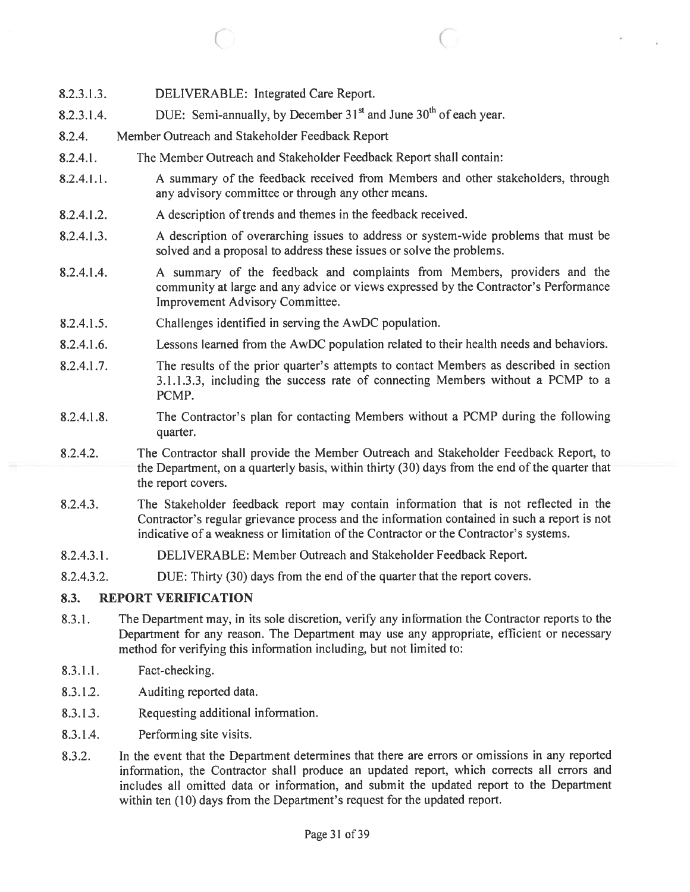8.2.3.1.3. DELIVERABLE: Integrated Care Report.

8.2.3.1.4. DUE: Semi-annually, by December 31st and June 30th of each year.

8.2.4. Member Outreach and Stakeholder Feedback Report

8.2.4.1. The Member Outreach and Stakeholder Feedback Report shall contain:

8.2.4.1.1. A summary of the feedback received from Members and other stakeholders, through any advisory committee or through any other means.

8.2.4.1.2. A description of trends and themes in the feedback received.

8.2.4.1.3. A description of overarching issues to address or system-wide problems that must be solved and a proposal to address these issues or solve the problems.

8.2.4.1.4. A summary of the feedback and complaints from Members, providers and the community at large and any advice or views expressed by the Contractor's Performance Improvement Advisory Committee.

8.2.4.1.5. Challenges identified in serving the AwDC population.

8.2.4.1.6. Lessons learned from the AwDC population related to their health needs and behaviors.

8.2.4.1.7. The results of the prior quarter's attempts to contact Members as described in section 3.1.1.3.3, including the success rate of connecting Members without a PCMP to a PCMP.

8.2.4.1.8. The Contractor's plan for contacting Members without a PCMP during the following quarter.

8.2.4.2. The Contractor shall provide the Member Outreach and Stakeholder Feedback Report, to the Department, on a quarterly basis, within thirty (30) days from the end of the quarter that the report covers.

8.2.4.3. The Stakeholder feedback report may contain information that is not reflected in the Contractor's regular grievance process and the information contained in such a report is not indicative of a weakness or limitation of the Contractor or the Contractor's systems.

8.2.4.3.1. DELIVERABLE: Member Outreach and Stakeholder Feedback Report.

8.2.4.3.2. DUE: Thirty (30) days from the end of the quarter that the report covers.

## 8.3. REPORT VERIFICATION

8.3.1. The Department may, in its sole discretion, verify any information the Contractor reports to the Department for any reason. The Department may use any appropriate, efficient or necessary method for verifying this information including, but not limited to:

8.3.1.1. Fact-checking.

8.3.1.2. Auditing reported data.

8.3.1.3. Requesting additional information.

8.3.1.4. Performing site visits.

8.3.2. In the event that the Department determines that there are errors or omissions in any reported information, the Contractor shall produce an updated report, which corrects all errors and includes all omitted data or information, and submit the updated report to the Department within ten (10) days from the Department's request for the updated report.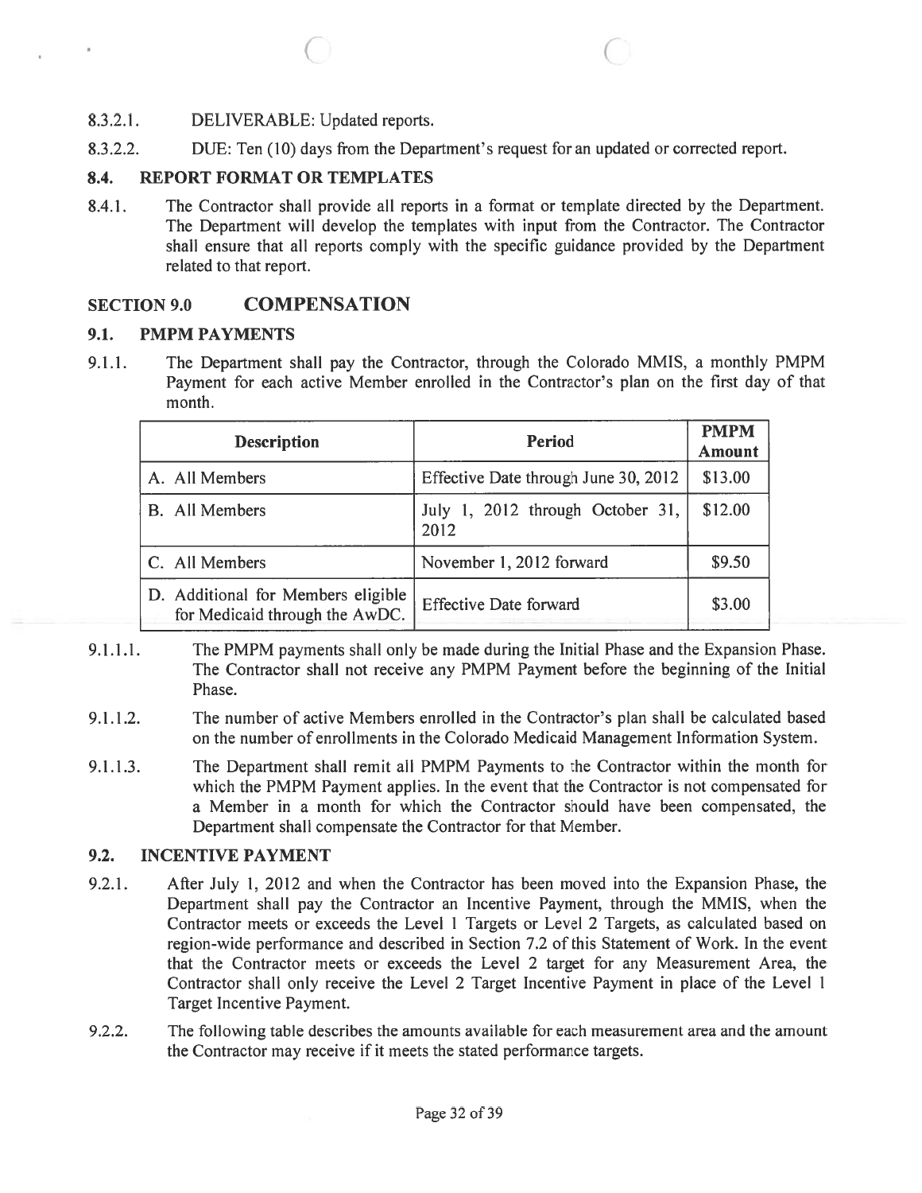8.3.2.1. DELIVERABLE: Updated reports.

8.3.2.2. DUE: Ten (10) days from the Department's request for an updated or corrected report.

### 8.4. REPORT FORMAT OR TEMPLATES

8.4.1. The Contractor shall provide all reports in a format or template directed by the Department. The Department will develop the templates with input from the Contractor. The Contractor shall ensure that all reports comply with the specific guidance provided by the Department related to that report.

## SECTION 9.0 COMPENSATION

### 9.1. PMPM PAYMENTS

9.1.1. The Department shall pay the Contractor, through the Colorado MMIS, a monthly PMPM Payment for each active Member enrolled in the Contractor's plan on the first day of that month.

| Description | Period | PMPM Amount |
|---|---|---|
| A. All Members | Effective Date through June 30, 2012 | $13.00 |
| B. All Members | July 1, 2012 through October 31, 2012 | $12.00 |
| C. All Members | November 1, 2012 forward | $9.50 |
| D. Additional for Members eligible for Medicaid through the AwDC. | Effective Date forward | $3.00 |

9.1.1.1. The PMPM payments shall only be made during the Initial Phase and the Expansion Phase. The Contractor shall not receive any PMPM Payment before the beginning of the Initial Phase.

9.1.1.2. The number of active Members enrolled in the Contractor's plan shall be calculated based on the number of enrollments in the Colorado Medicaid Management Information System.

9.1.1.3. The Department shall remit all PMPM Payments to the Contractor within the month for which the PMPM Payment applies. In the event that the Contractor is not compensated for a Member in a month for which the Contractor should have been compensated, the Department shall compensate the Contractor for that Member.

### 9.2. INCENTIVE PAYMENT

9.2.1. After July 1, 2012 and when the Contractor has been moved into the Expansion Phase, the Department shall pay the Contractor an Incentive Payment, through the MMIS, when the Contractor meets or exceeds the Level 1 Targets or Level 2 Targets, as calculated based on region-wide performance and described in Section 7.2 of this Statement of Work. In the event that the Contractor meets or exceeds the Level 2 target for any Measurement Area, the Contractor shall only receive the Level 2 Target Incentive Payment in place of the Level 1 Target Incentive Payment.

9.2.2. The following table describes the amounts available for each measurement area and the amount the Contractor may receive if it meets the stated performance targets.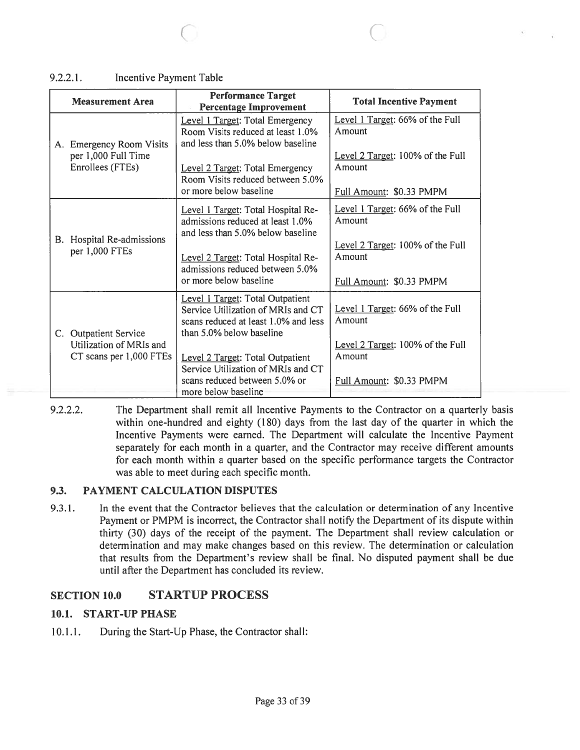9.2.2.1. Incentive Payment Table

| Measurement Area | Performance Target Percentage Improvement | Total Incentive Payment |
|---|---|---|
| A. Emergency Room Visits per 1,000 Full Time Enrollees (FTEs) | Level 1 Target: Total Emergency Room Visits reduced at least 1.0% and less than 5.0% below baseline<br><br>Level 2 Target: Total Emergency Room Visits reduced between 5.0% or more below baseline | Level 1 Target: 66% of the Full Amount<br><br>Level 2 Target: 100% of the Full Amount<br><br>Full Amount: $0.33 PMPM |
| B. Hospital Re-admissions per 1,000 FTEs | Level 1 Target: Total Hospital Re-admissions reduced at least 1.0% and less than 5.0% below baseline<br><br>Level 2 Target: Total Hospital Re-admissions reduced between 5.0% or more below baseline | Level 1 Target: 66% of the Full Amount<br><br>Level 2 Target: 100% of the Full Amount<br><br>Full Amount: $0.33 PMPM |
| C. Outpatient Service Utilization of MRIs and CT scans per 1,000 FTEs | Level 1 Target: Total Outpatient Service Utilization of MRIs and CT scans reduced at least 1.0% and less than 5.0% below baseline<br><br>Level 2 Target: Total Outpatient Service Utilization of MRIs and CT scans reduced between 5.0% or more below baseline | Level 1 Target: 66% of the Full Amount<br><br>Level 2 Target: 100% of the Full Amount<br><br>Full Amount: $0.33 PMPM |

9.2.2.2. The Department shall remit all Incentive Payments to the Contractor on a quarterly basis within one-hundred and eighty (180) days from the last day of the quarter in which the Incentive Payments were earned. The Department will calculate the Incentive Payment separately for each month in a quarter, and the Contractor may receive different amounts for each month within a quarter based on the specific performance targets the Contractor was able to meet during each specific month.

### 9.3. PAYMENT CALCULATION DISPUTES

9.3.1. In the event that the Contractor believes that the calculation or determination of any Incentive Payment or PMPM is incorrect, the Contractor shall notify the Department of its dispute within thirty (30) days of the receipt of the payment. The Department shall review calculation or determination and may make changes based on this review. The determination or calculation that results from the Department's review shall be final. No disputed payment shall be due until after the Department has concluded its review.

## SECTION 10.0 STARTUP PROCESS

### 10.1. START-UP PHASE

10.1.1. During the Start-Up Phase, the Contractor shall: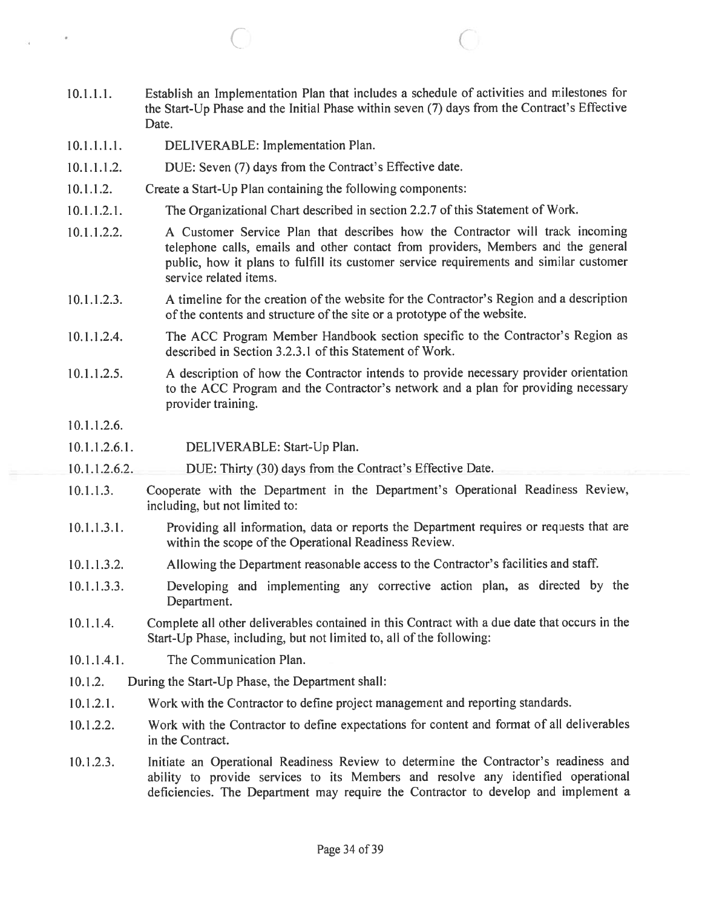10.1.1.1. Establish an Implementation Plan that includes a schedule of activities and milestones for the Start-Up Phase and the Initial Phase within seven (7) days from the Contract's Effective Date.

10.1.1.1.1. DELIVERABLE: Implementation Plan.

10.1.1.1.2. DUE: Seven (7) days from the Contract's Effective date.

10.1.1.2. Create a Start-Up Plan containing the following components:

10.1.1.2.1. The Organizational Chart described in section 2.2.7 of this Statement of Work.

10.1.1.2.2. A Customer Service Plan that describes how the Contractor will track incoming telephone calls, emails and other contact from providers, Members and the general public, how it plans to fulfill its customer service requirements and similar customer service related items.

10.1.1.2.3. A timeline for the creation of the website for the Contractor's Region and a description of the contents and structure of the site or a prototype of the website.

10.1.1.2.4. The ACC Program Member Handbook section specific to the Contractor's Region as described in Section 3.2.3.1 of this Statement of Work.

10.1.1.2.5. A description of how the Contractor intends to provide necessary provider orientation to the ACC Program and the Contractor's network and a plan for providing necessary provider training.

10.1.1.2.6.

10.1.1.2.6.1. DELIVERABLE: Start-Up Plan.

10.1.1.2.6.2. DUE: Thirty (30) days from the Contract's Effective Date.

10.1.1.3. Cooperate with the Department in the Department's Operational Readiness Review, including, but not limited to:

10.1.1.3.1. Providing all information, data or reports the Department requires or requests that are within the scope of the Operational Readiness Review.

10.1.1.3.2. Allowing the Department reasonable access to the Contractor's facilities and staff.

10.1.1.3.3. Developing and implementing any corrective action plan, as directed by the Department.

10.1.1.4. Complete all other deliverables contained in this Contract with a due date that occurs in the Start-Up Phase, including, but not limited to, all of the following:

10.1.1.4.1. The Communication Plan.

10.1.2. During the Start-Up Phase, the Department shall:

10.1.2.1. Work with the Contractor to define project management and reporting standards.

10.1.2.2. Work with the Contractor to define expectations for content and format of all deliverables in the Contract.

10.1.2.3. Initiate an Operational Readiness Review to determine the Contractor's readiness and ability to provide services to its Members and resolve any identified operational deficiencies. The Department may require the Contractor to develop and implement a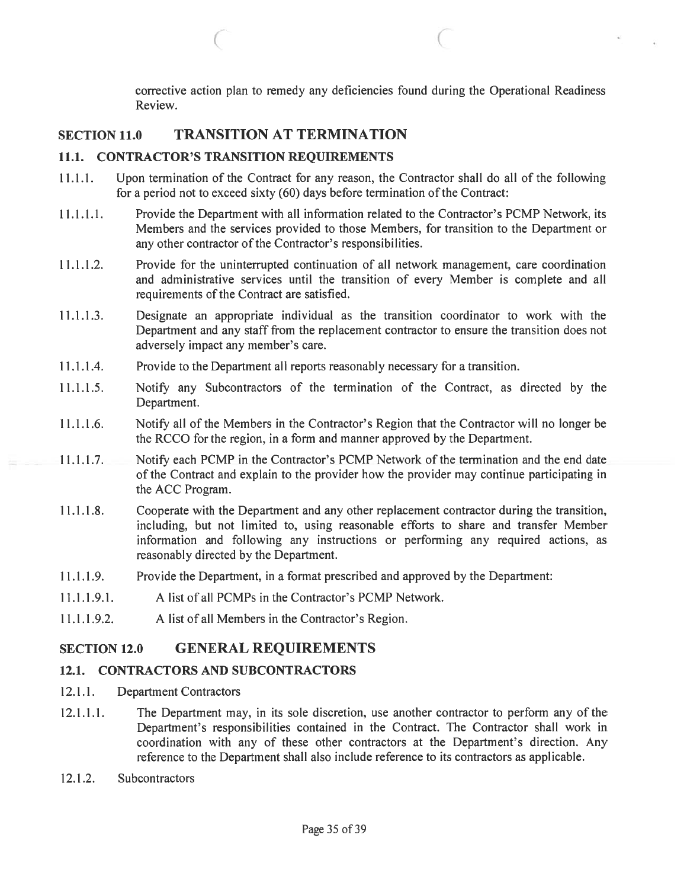corrective action plan to remedy any deficiencies found during the Operational Readiness Review.

## SECTION 11.0 TRANSITION AT TERMINATION

### 11.1. CONTRACTOR'S TRANSITION REQUIREMENTS

11.1.1. Upon termination of the Contract for any reason, the Contractor shall do all of the following for a period not to exceed sixty (60) days before termination of the Contract:

11.1.1.1. Provide the Department with all information related to the Contractor's PCMP Network, its Members and the services provided to those Members, for transition to the Department or any other contractor of the Contractor's responsibilities.

11.1.1.2. Provide for the uninterrupted continuation of all network management, care coordination and administrative services until the transition of every Member is complete and all requirements of the Contract are satisfied.

11.1.1.3. Designate an appropriate individual as the transition coordinator to work with the Department and any staff from the replacement contractor to ensure the transition does not adversely impact any member's care.

11.1.1.4. Provide to the Department all reports reasonably necessary for a transition.

11.1.1.5. Notify any Subcontractors of the termination of the Contract, as directed by the Department.

11.1.1.6. Notify all of the Members in the Contractor's Region that the Contractor will no longer be the RCCO for the region, in a form and manner approved by the Department.

11.1.1.7. Notify each PCMP in the Contractor's PCMP Network of the termination and the end date of the Contract and explain to the provider how the provider may continue participating in the ACC Program.

11.1.1.8. Cooperate with the Department and any other replacement contractor during the transition, including, but not limited to, using reasonable efforts to share and transfer Member information and following any instructions or performing any required actions, as reasonably directed by the Department.

11.1.1.9. Provide the Department, in a format prescribed and approved by the Department:

11.1.1.9.1. A list of all PCMPs in the Contractor's PCMP Network.

11.1.1.9.2. A list of all Members in the Contractor's Region.

## SECTION 12.0 GENERAL REQUIREMENTS

### 12.1. CONTRACTORS AND SUBCONTRACTORS

12.1.1. Department Contractors

12.1.1.1. The Department may, in its sole discretion, use another contractor to perform any of the Department's responsibilities contained in the Contract. The Contractor shall work in coordination with any of these other contractors at the Department's direction. Any reference to the Department shall also include reference to its contractors as applicable.

12.1.2. Subcontractors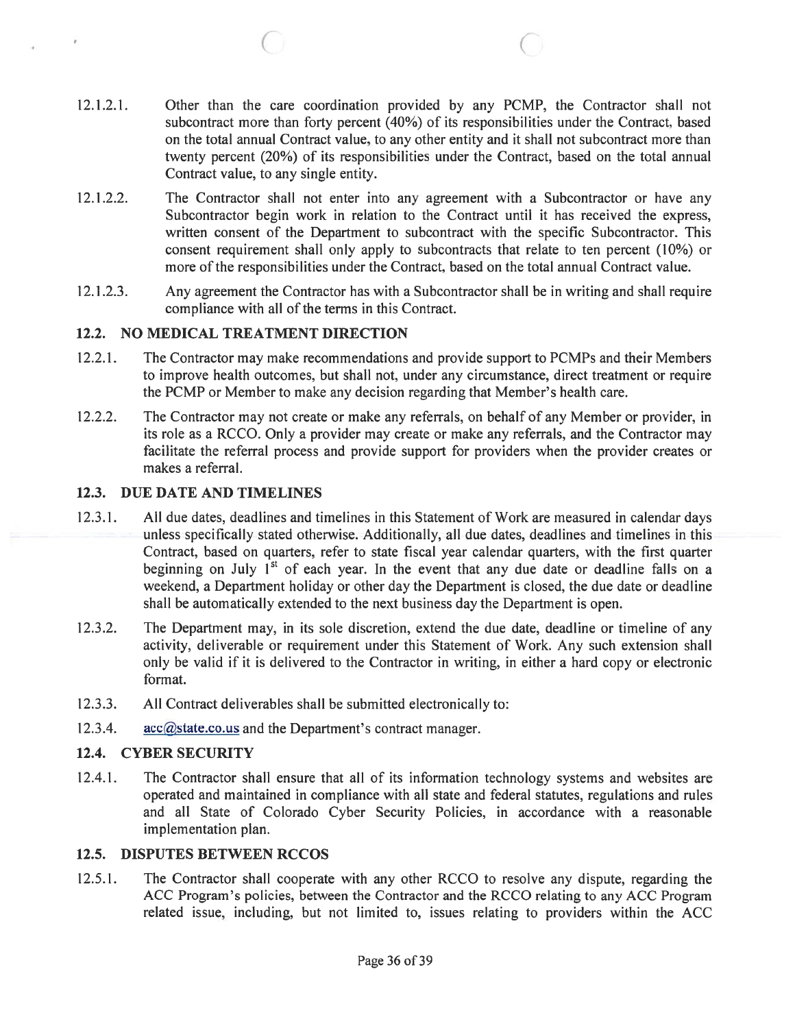12.1.2.1. Other than the care coordination provided by any PCMP, the Contractor shall not subcontract more than forty percent (40%) of its responsibilities under the Contract, based on the total annual Contract value, to any other entity and it shall not subcontract more than twenty percent (20%) of its responsibilities under the Contract, based on the total annual Contract value, to any single entity.

12.1.2.2. The Contractor shall not enter into any agreement with a Subcontractor or have any Subcontractor begin work in relation to the Contract until it has received the express, written consent of the Department to subcontract with the specific Subcontractor. This consent requirement shall only apply to subcontracts that relate to ten percent (10%) or more of the responsibilities under the Contract, based on the total annual Contract value.

12.1.2.3. Any agreement the Contractor has with a Subcontractor shall be in writing and shall require compliance with all of the terms in this Contract.

### 12.2. NO MEDICAL TREATMENT DIRECTION

12.2.1. The Contractor may make recommendations and provide support to PCMPs and their Members to improve health outcomes, but shall not, under any circumstance, direct treatment or require the PCMP or Member to make any decision regarding that Member's health care.

12.2.2. The Contractor may not create or make any referrals, on behalf of any Member or provider, in its role as a RCCO. Only a provider may create or make any referrals, and the Contractor may facilitate the referral process and provide support for providers when the provider creates or makes a referral.

### 12.3. DUE DATE AND TIMELINES

12.3.1. All due dates, deadlines and timelines in this Statement of Work are measured in calendar days unless specifically stated otherwise. Additionally, all due dates, deadlines and timelines in this Contract, based on quarters, refer to state fiscal year calendar quarters, with the first quarter beginning on July 1st of each year. In the event that any due date or deadline falls on a weekend, a Department holiday or other day the Department is closed, the due date or deadline shall be automatically extended to the next business day the Department is open.

12.3.2. The Department may, in its sole discretion, extend the due date, deadline or timeline of any activity, deliverable or requirement under this Statement of Work. Any such extension shall only be valid if it is delivered to the Contractor in writing, in either a hard copy or electronic format.

12.3.3. All Contract deliverables shall be submitted electronically to:

12.3.4. acc@state.co.us and the Department's contract manager.

### 12.4. CYBER SECURITY

12.4.1. The Contractor shall ensure that all of its information technology systems and websites are operated and maintained in compliance with all state and federal statutes, regulations and rules and all State of Colorado Cyber Security Policies, in accordance with a reasonable implementation plan.

### 12.5. DISPUTES BETWEEN RCCOS

12.5.1. The Contractor shall cooperate with any other RCCO to resolve any dispute, regarding the ACC Program's policies, between the Contractor and the RCCO relating to any ACC Program related issue, including, but not limited to, issues relating to providers within the ACC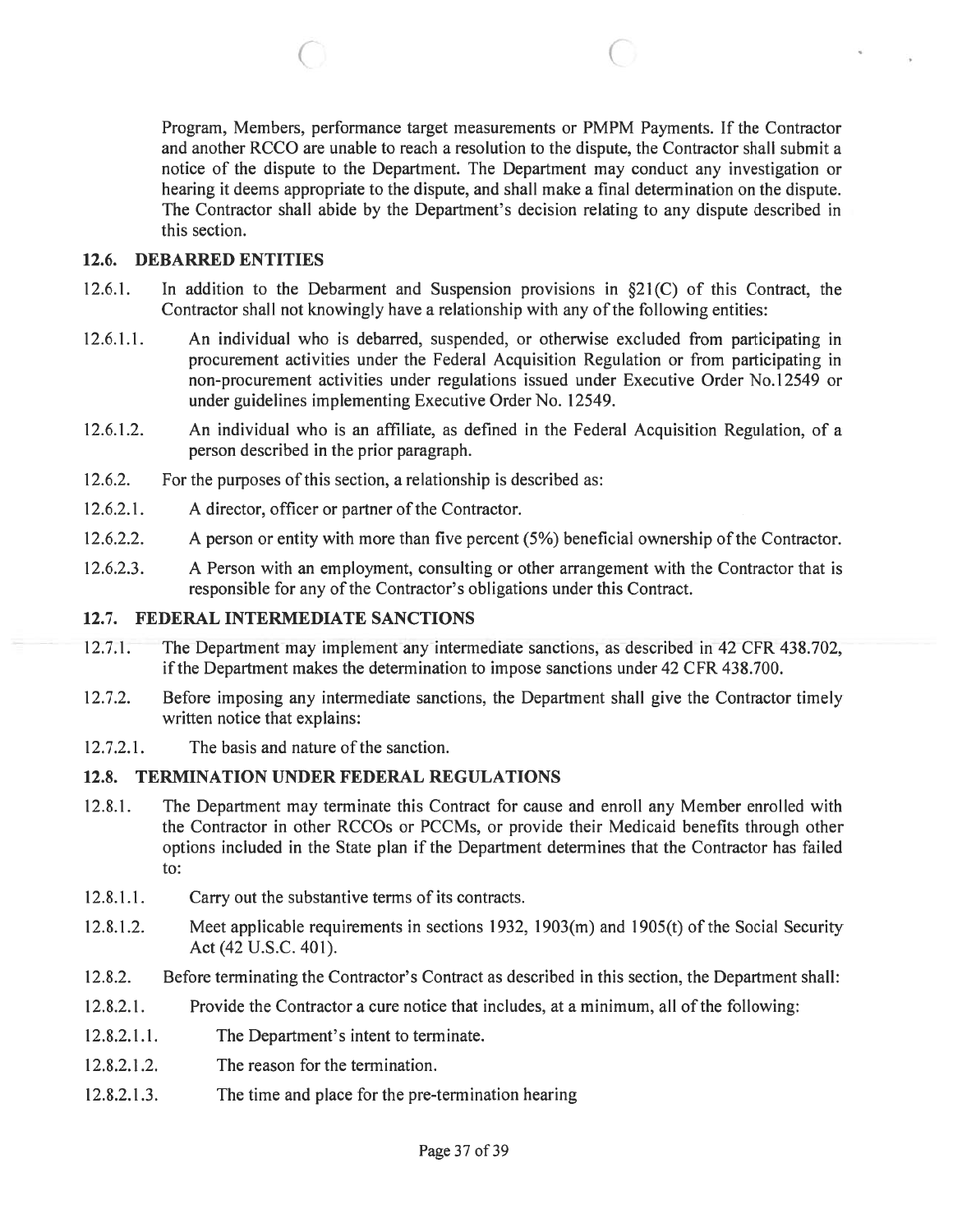Program, Members, performance target measurements or PMPM Payments. If the Contractor and another RCCO are unable to reach a resolution to the dispute, the Contractor shall submit a notice of the dispute to the Department. The Department may conduct any investigation or hearing it deems appropriate to the dispute, and shall make a final determination on the dispute. The Contractor shall abide by the Department's decision relating to any dispute described in this section.

### 12.6. DEBARRED ENTITIES

12.6.1. In addition to the Debarment and Suspension provisions in §21(C) of this Contract, the Contractor shall not knowingly have a relationship with any of the following entities:

12.6.1.1. An individual who is debarred, suspended, or otherwise excluded from participating in procurement activities under the Federal Acquisition Regulation or from participating in non-procurement activities under regulations issued under Executive Order No.12549 or under guidelines implementing Executive Order No. 12549.

12.6.1.2. An individual who is an affiliate, as defined in the Federal Acquisition Regulation, of a person described in the prior paragraph.

12.6.2. For the purposes of this section, a relationship is described as:

12.6.2.1. A director, officer or partner of the Contractor.

12.6.2.2. A person or entity with more than five percent (5%) beneficial ownership of the Contractor.

12.6.2.3. A Person with an employment, consulting or other arrangement with the Contractor that is responsible for any of the Contractor's obligations under this Contract.

### 12.7. FEDERAL INTERMEDIATE SANCTIONS

12.7.1. The Department may implement any intermediate sanctions, as described in 42 CFR 438.702, if the Department makes the determination to impose sanctions under 42 CFR 438.700.

12.7.2. Before imposing any intermediate sanctions, the Department shall give the Contractor timely written notice that explains:

12.7.2.1. The basis and nature of the sanction.

### 12.8. TERMINATION UNDER FEDERAL REGULATIONS

12.8.1. The Department may terminate this Contract for cause and enroll any Member enrolled with the Contractor in other RCCOs or PCCMs, or provide their Medicaid benefits through other options included in the State plan if the Department determines that the Contractor has failed to:

12.8.1.1. Carry out the substantive terms of its contracts.

12.8.1.2. Meet applicable requirements in sections 1932, 1903(m) and 1905(t) of the Social Security Act (42 U.S.C. 401).

12.8.2. Before terminating the Contractor's Contract as described in this section, the Department shall:

12.8.2.1. Provide the Contractor a cure notice that includes, at a minimum, all of the following:

12.8.2.1.1. The Department's intent to terminate.

12.8.2.1.2. The reason for the termination.

12.8.2.1.3. The time and place for the pre-termination hearing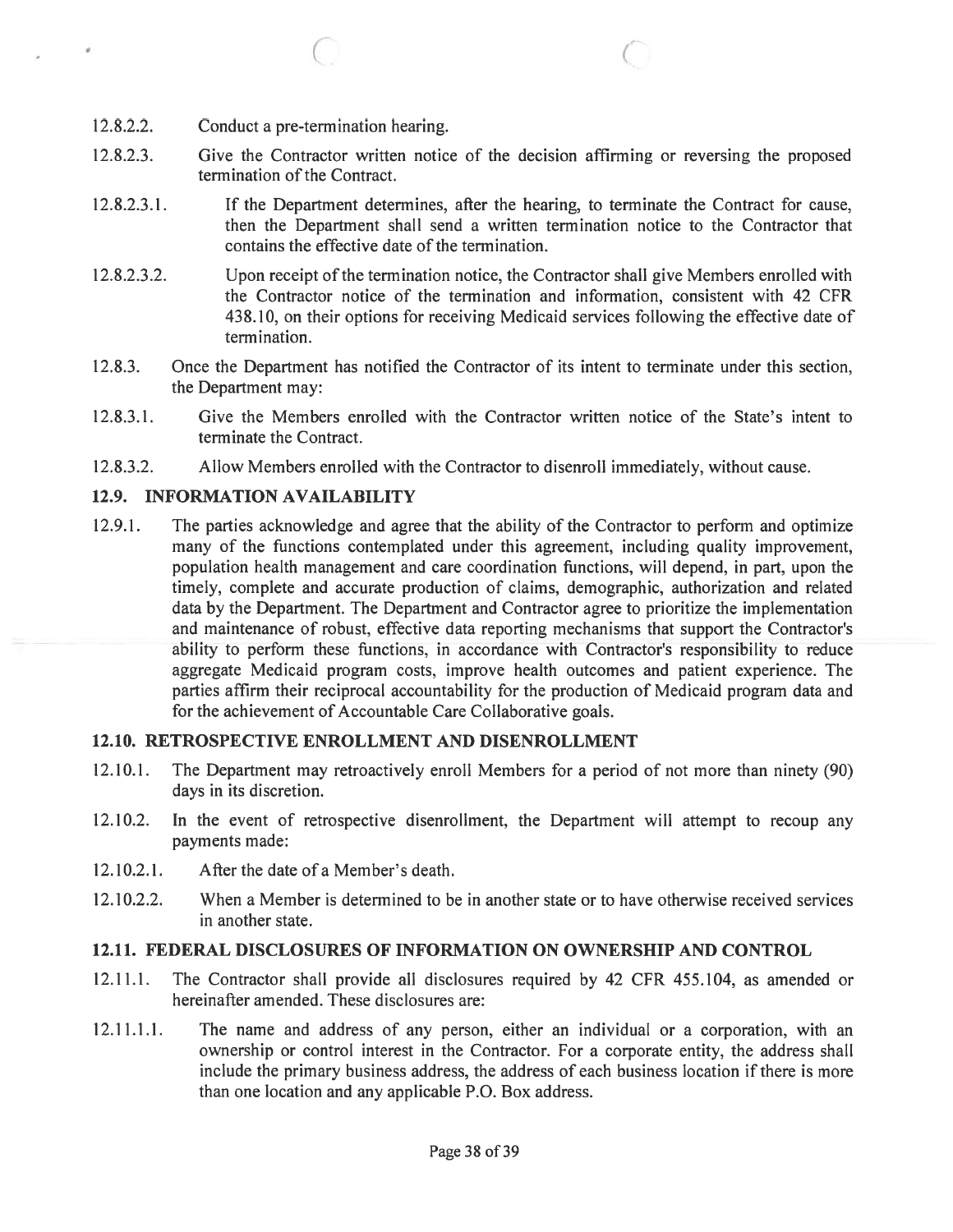12.8.2.2. Conduct a pre-termination hearing.

12.8.2.3. Give the Contractor written notice of the decision affirming or reversing the proposed termination of the Contract.

12.8.2.3.1. If the Department determines, after the hearing, to terminate the Contract for cause, then the Department shall send a written termination notice to the Contractor that contains the effective date of the termination.

12.8.2.3.2. Upon receipt of the termination notice, the Contractor shall give Members enrolled with the Contractor notice of the termination and information, consistent with 42 CFR 438.10, on their options for receiving Medicaid services following the effective date of termination.

12.8.3. Once the Department has notified the Contractor of its intent to terminate under this section, the Department may:

12.8.3.1. Give the Members enrolled with the Contractor written notice of the State's intent to terminate the Contract.

12.8.3.2. Allow Members enrolled with the Contractor to disenroll immediately, without cause.

### 12.9. INFORMATION AVAILABILITY

12.9.1. The parties acknowledge and agree that the ability of the Contractor to perform and optimize many of the functions contemplated under this agreement, including quality improvement, population health management and care coordination functions, will depend, in part, upon the timely, complete and accurate production of claims, demographic, authorization and related data by the Department. The Department and Contractor agree to prioritize the implementation and maintenance of robust, effective data reporting mechanisms that support the Contractor's ability to perform these functions, in accordance with Contractor's responsibility to reduce aggregate Medicaid program costs, improve health outcomes and patient experience. The parties affirm their reciprocal accountability for the production of Medicaid program data and for the achievement of Accountable Care Collaborative goals.

### 12.10. RETROSPECTIVE ENROLLMENT AND DISENROLLMENT

12.10.1. The Department may retroactively enroll Members for a period of not more than ninety (90) days in its discretion.

12.10.2. In the event of retrospective disenrollment, the Department will attempt to recoup any payments made:

12.10.2.1. After the date of a Member's death.

12.10.2.2. When a Member is determined to be in another state or to have otherwise received services in another state.

### 12.11. FEDERAL DISCLOSURES OF INFORMATION ON OWNERSHIP AND CONTROL

12.11.1. The Contractor shall provide all disclosures required by 42 CFR 455.104, as amended or hereinafter amended. These disclosures are:

12.11.1.1. The name and address of any person, either an individual or a corporation, with an ownership or control interest in the Contractor. For a corporate entity, the address shall include the primary business address, the address of each business location if there is more than one location and any applicable P.O. Box address.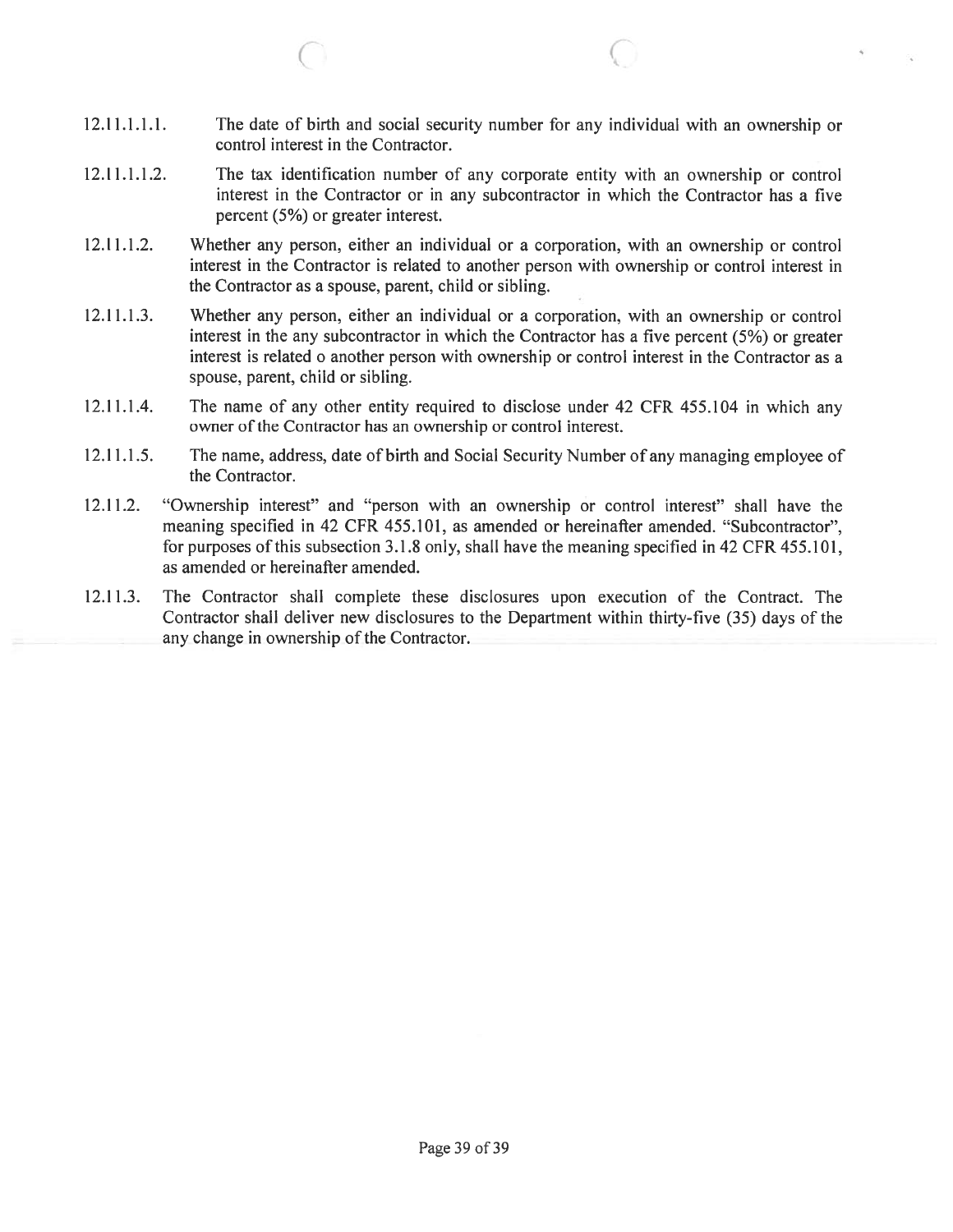12.11.1.1.1. The date of birth and social security number for any individual with an ownership or control interest in the Contractor.

12.11.1.1.2. The tax identification number of any corporate entity with an ownership or control interest in the Contractor or in any subcontractor in which the Contractor has a five percent (5%) or greater interest.

12.11.1.2. Whether any person, either an individual or a corporation, with an ownership or control interest in the Contractor is related to another person with ownership or control interest in the Contractor as a spouse, parent, child or sibling.

12.11.1.3. Whether any person, either an individual or a corporation, with an ownership or control interest in the any subcontractor in which the Contractor has a five percent (5%) or greater interest is related o another person with ownership or control interest in the Contractor as a spouse, parent, child or sibling.

12.11.1.4. The name of any other entity required to disclose under 42 CFR 455.104 in which any owner of the Contractor has an ownership or control interest.

12.11.1.5. The name, address, date of birth and Social Security Number of any managing employee of the Contractor.

12.11.2. "Ownership interest" and "person with an ownership or control interest" shall have the meaning specified in 42 CFR 455.101, as amended or hereinafter amended. "Subcontractor", for purposes of this subsection 3.1.8 only, shall have the meaning specified in 42 CFR 455.101, as amended or hereinafter amended.

12.11.3. The Contractor shall complete these disclosures upon execution of the Contract. The Contractor shall deliver new disclosures to the Department within thirty-five (35) days of the any change in ownership of the Contractor.